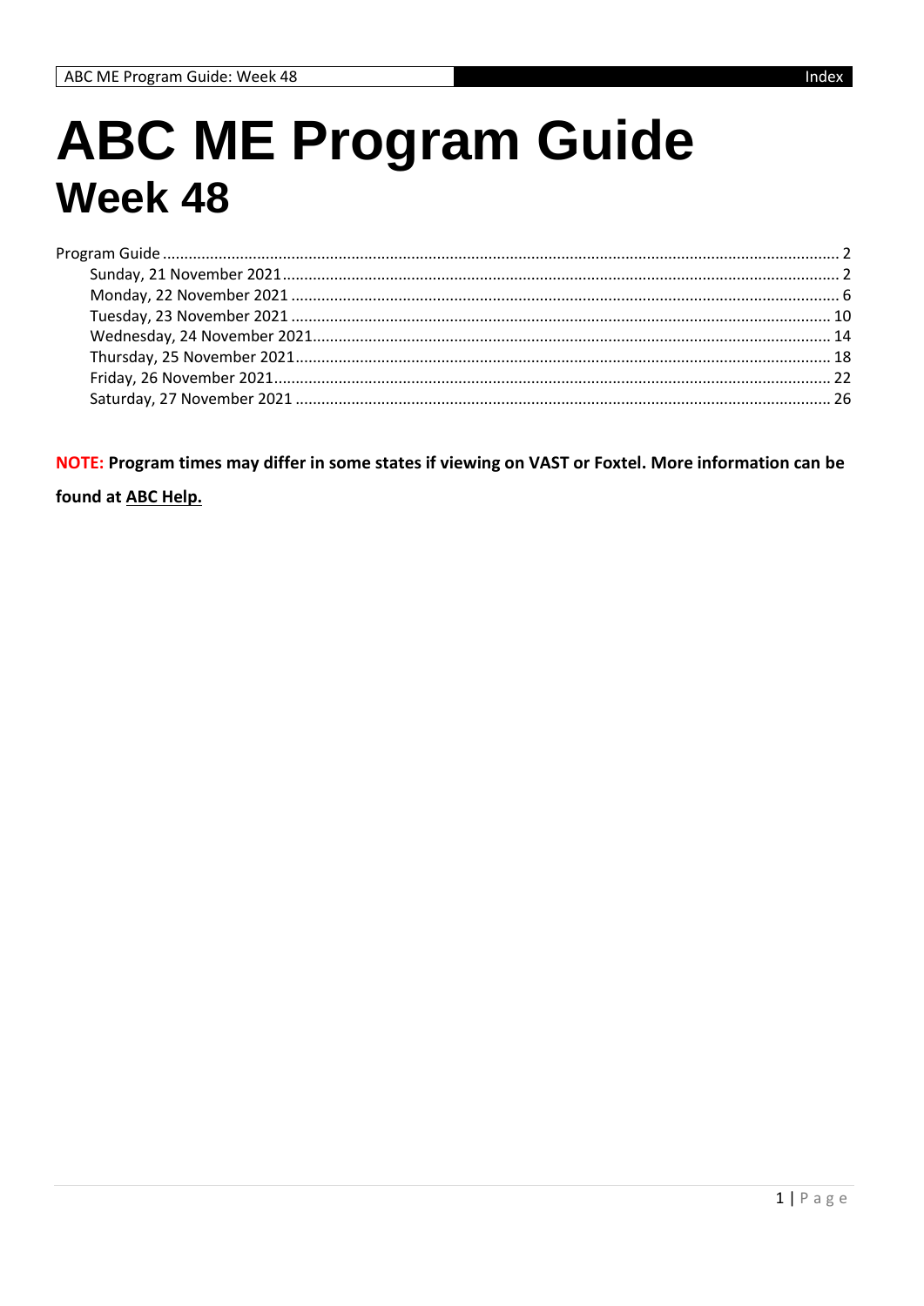# ABC ME Program Guide
## Week 48

Program Guide ........ 2
- Sunday, 21 November 2021 ........ 2
- Monday, 22 November 2021 ........ 6
- Tuesday, 23 November 2021 ........ 10
- Wednesday, 24 November 2021 ........ 14
- Thursday, 25 November 2021 ........ 18
- Friday, 26 November 2021 ........ 22
- Saturday, 27 November 2021 ........ 26

**NOTE: Program times may differ in some states if viewing on VAST or Foxtel. More information can be found at ABC Help.**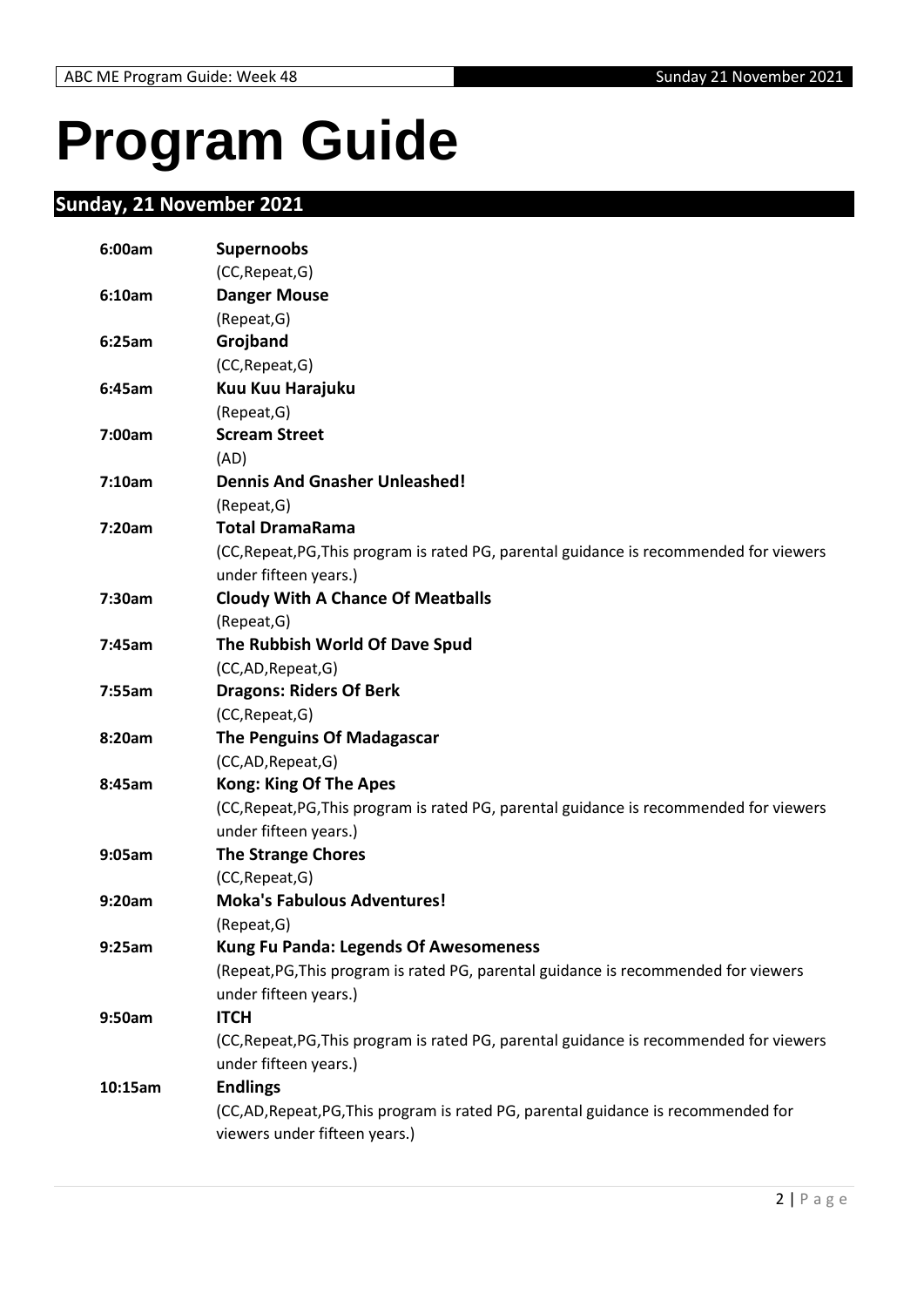# Program Guide

## Sunday, 21 November 2021

**6:00am** **Supernoobs**
(CC,Repeat,G)

**6:10am** **Danger Mouse**
(Repeat,G)

**6:25am** **Grojband**
(CC,Repeat,G)

**6:45am** **Kuu Kuu Harajuku**
(Repeat,G)

**7:00am** **Scream Street**
(AD)

**7:10am** **Dennis And Gnasher Unleashed!**
(Repeat,G)

**7:20am** **Total DramaRama**
(CC,Repeat,PG,This program is rated PG, parental guidance is recommended for viewers under fifteen years.)

**7:30am** **Cloudy With A Chance Of Meatballs**
(Repeat,G)

**7:45am** **The Rubbish World Of Dave Spud**
(CC,AD,Repeat,G)

**7:55am** **Dragons: Riders Of Berk**
(CC,Repeat,G)

**8:20am** **The Penguins Of Madagascar**
(CC,AD,Repeat,G)

**8:45am** **Kong: King Of The Apes**
(CC,Repeat,PG,This program is rated PG, parental guidance is recommended for viewers under fifteen years.)

**9:05am** **The Strange Chores**
(CC,Repeat,G)

**9:20am** **Moka's Fabulous Adventures!**
(Repeat,G)

**9:25am** **Kung Fu Panda: Legends Of Awesomeness**
(Repeat,PG,This program is rated PG, parental guidance is recommended for viewers under fifteen years.)

**9:50am** **ITCH**
(CC,Repeat,PG,This program is rated PG, parental guidance is recommended for viewers under fifteen years.)

**10:15am** **Endlings**
(CC,AD,Repeat,PG,This program is rated PG, parental guidance is recommended for viewers under fifteen years.)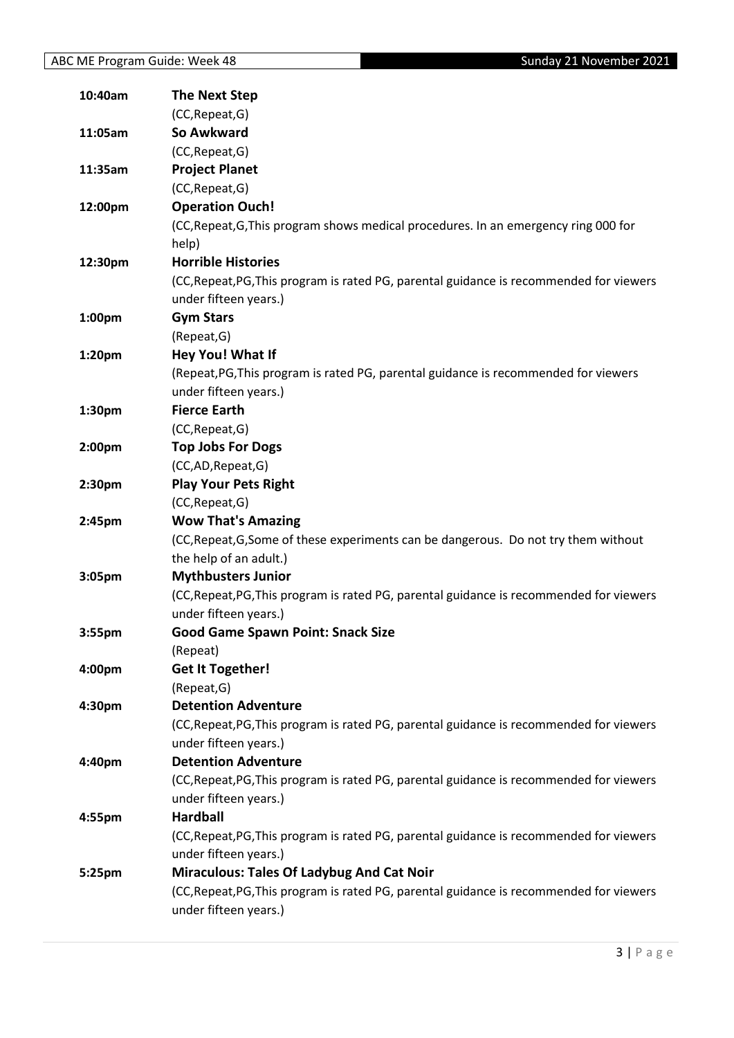| | |
|---|---|
| **10:40am** | **The Next Step** |
| | (CC,Repeat,G) |
| **11:05am** | **So Awkward** |
| | (CC,Repeat,G) |
| **11:35am** | **Project Planet** |
| | (CC,Repeat,G) |
| **12:00pm** | **Operation Ouch!** |
| | (CC,Repeat,G,This program shows medical procedures. In an emergency ring 000 for help) |
| **12:30pm** | **Horrible Histories** |
| | (CC,Repeat,PG,This program is rated PG, parental guidance is recommended for viewers under fifteen years.) |
| **1:00pm** | **Gym Stars** |
| | (Repeat,G) |
| **1:20pm** | **Hey You! What If** |
| | (Repeat,PG,This program is rated PG, parental guidance is recommended for viewers under fifteen years.) |
| **1:30pm** | **Fierce Earth** |
| | (CC,Repeat,G) |
| **2:00pm** | **Top Jobs For Dogs** |
| | (CC,AD,Repeat,G) |
| **2:30pm** | **Play Your Pets Right** |
| | (CC,Repeat,G) |
| **2:45pm** | **Wow That's Amazing** |
| | (CC,Repeat,G,Some of these experiments can be dangerous. Do not try them without the help of an adult.) |
| **3:05pm** | **Mythbusters Junior** |
| | (CC,Repeat,PG,This program is rated PG, parental guidance is recommended for viewers under fifteen years.) |
| **3:55pm** | **Good Game Spawn Point: Snack Size** |
| | (Repeat) |
| **4:00pm** | **Get It Together!** |
| | (Repeat,G) |
| **4:30pm** | **Detention Adventure** |
| | (CC,Repeat,PG,This program is rated PG, parental guidance is recommended for viewers under fifteen years.) |
| **4:40pm** | **Detention Adventure** |
| | (CC,Repeat,PG,This program is rated PG, parental guidance is recommended for viewers under fifteen years.) |
| **4:55pm** | **Hardball** |
| | (CC,Repeat,PG,This program is rated PG, parental guidance is recommended for viewers under fifteen years.) |
| **5:25pm** | **Miraculous: Tales Of Ladybug And Cat Noir** |
| | (CC,Repeat,PG,This program is rated PG, parental guidance is recommended for viewers under fifteen years.) |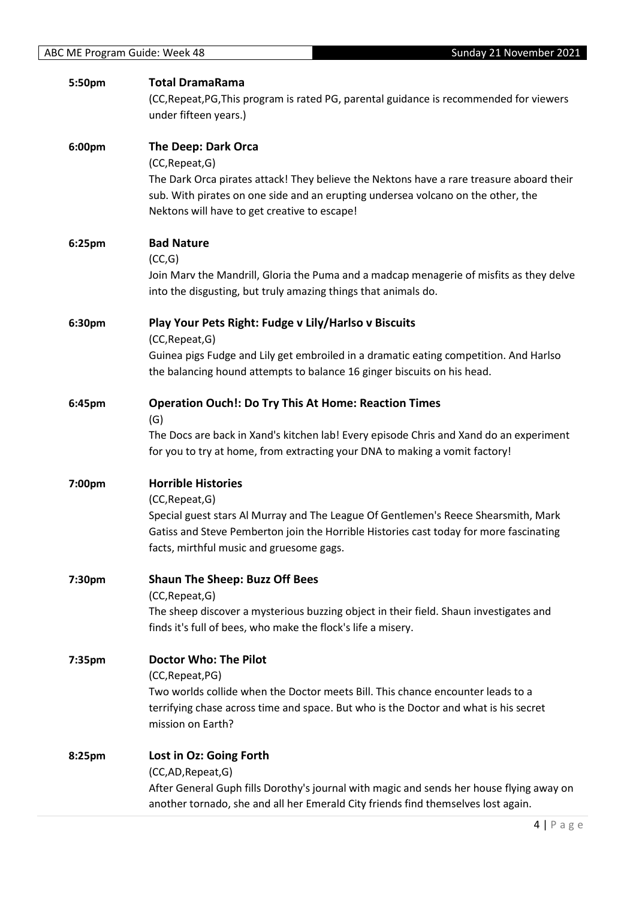**5:50pm** **Total DramaRama**
(CC,Repeat,PG,This program is rated PG, parental guidance is recommended for viewers under fifteen years.)

**6:00pm** **The Deep: Dark Orca**
(CC,Repeat,G)
The Dark Orca pirates attack! They believe the Nektons have a rare treasure aboard their sub. With pirates on one side and an erupting undersea volcano on the other, the Nektons will have to get creative to escape!

**6:25pm** **Bad Nature**
(CC,G)
Join Marv the Mandrill, Gloria the Puma and a madcap menagerie of misfits as they delve into the disgusting, but truly amazing things that animals do.

**6:30pm** **Play Your Pets Right: Fudge v Lily/Harlso v Biscuits**
(CC,Repeat,G)
Guinea pigs Fudge and Lily get embroiled in a dramatic eating competition. And Harlso the balancing hound attempts to balance 16 ginger biscuits on his head.

**6:45pm** **Operation Ouch!: Do Try This At Home: Reaction Times**
(G)
The Docs are back in Xand's kitchen lab! Every episode Chris and Xand do an experiment for you to try at home, from extracting your DNA to making a vomit factory!

**7:00pm** **Horrible Histories**
(CC,Repeat,G)
Special guest stars Al Murray and The League Of Gentlemen's Reece Shearsmith, Mark Gatiss and Steve Pemberton join the Horrible Histories cast today for more fascinating facts, mirthful music and gruesome gags.

**7:30pm** **Shaun The Sheep: Buzz Off Bees**
(CC,Repeat,G)
The sheep discover a mysterious buzzing object in their field. Shaun investigates and finds it's full of bees, who make the flock's life a misery.

**7:35pm** **Doctor Who: The Pilot**
(CC,Repeat,PG)
Two worlds collide when the Doctor meets Bill. This chance encounter leads to a terrifying chase across time and space. But who is the Doctor and what is his secret mission on Earth?

**8:25pm** **Lost in Oz: Going Forth**
(CC,AD,Repeat,G)
After General Guph fills Dorothy's journal with magic and sends her house flying away on another tornado, she and all her Emerald City friends find themselves lost again.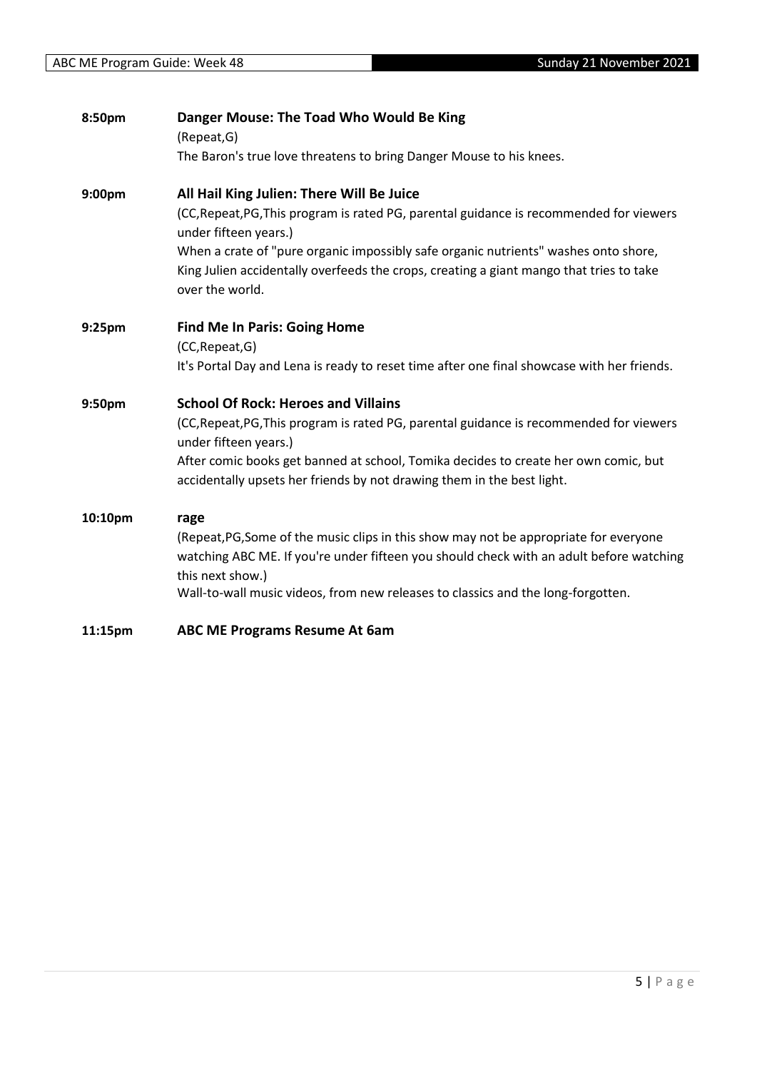**8:50pm** **Danger Mouse: The Toad Who Would Be King**

(Repeat,G)

The Baron's true love threatens to bring Danger Mouse to his knees.

**9:00pm** **All Hail King Julien: There Will Be Juice**

(CC,Repeat,PG,This program is rated PG, parental guidance is recommended for viewers under fifteen years.)

When a crate of "pure organic impossibly safe organic nutrients" washes onto shore, King Julien accidentally overfeeds the crops, creating a giant mango that tries to take over the world.

**9:25pm** **Find Me In Paris: Going Home**

(CC,Repeat,G)

It's Portal Day and Lena is ready to reset time after one final showcase with her friends.

**9:50pm** **School Of Rock: Heroes and Villains**

(CC,Repeat,PG,This program is rated PG, parental guidance is recommended for viewers under fifteen years.)

After comic books get banned at school, Tomika decides to create her own comic, but accidentally upsets her friends by not drawing them in the best light.

**10:10pm** **rage**

(Repeat,PG,Some of the music clips in this show may not be appropriate for everyone watching ABC ME. If you're under fifteen you should check with an adult before watching this next show.)

Wall-to-wall music videos, from new releases to classics and the long-forgotten.

**11:15pm** **ABC ME Programs Resume At 6am**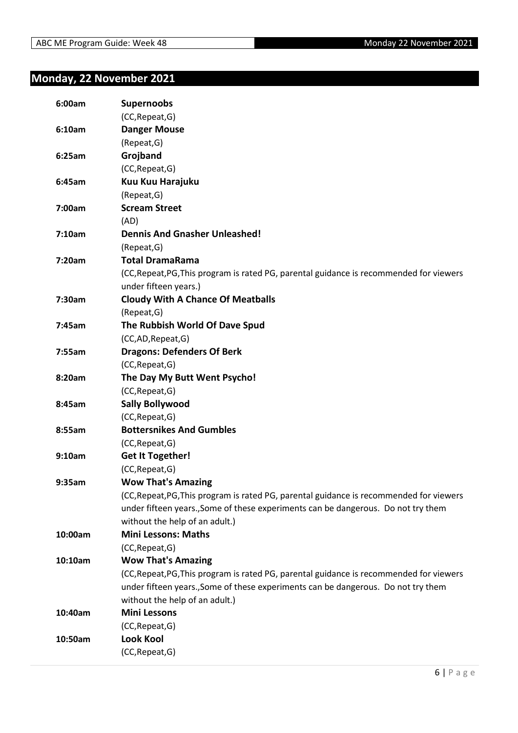## Monday, 22 November 2021

**6:00am** **Supernoobs**
(CC,Repeat,G)

**6:10am** **Danger Mouse**
(Repeat,G)

**6:25am** **Grojband**
(CC,Repeat,G)

**6:45am** **Kuu Kuu Harajuku**
(Repeat,G)

**7:00am** **Scream Street**
(AD)

**7:10am** **Dennis And Gnasher Unleashed!**
(Repeat,G)

**7:20am** **Total DramaRama**
(CC,Repeat,PG,This program is rated PG, parental guidance is recommended for viewers under fifteen years.)

**7:30am** **Cloudy With A Chance Of Meatballs**
(Repeat,G)

**7:45am** **The Rubbish World Of Dave Spud**
(CC,AD,Repeat,G)

**7:55am** **Dragons: Defenders Of Berk**
(CC,Repeat,G)

**8:20am** **The Day My Butt Went Psycho!**
(CC,Repeat,G)

**8:45am** **Sally Bollywood**
(CC,Repeat,G)

**8:55am** **Bottersnikes And Gumbles**
(CC,Repeat,G)

**9:10am** **Get It Together!**
(CC,Repeat,G)

**9:35am** **Wow That's Amazing**
(CC,Repeat,PG,This program is rated PG, parental guidance is recommended for viewers under fifteen years.,Some of these experiments can be dangerous. Do not try them without the help of an adult.)

**10:00am** **Mini Lessons: Maths**
(CC,Repeat,G)

**10:10am** **Wow That's Amazing**
(CC,Repeat,PG,This program is rated PG, parental guidance is recommended for viewers under fifteen years.,Some of these experiments can be dangerous. Do not try them without the help of an adult.)

**10:40am** **Mini Lessons**
(CC,Repeat,G)

**10:50am** **Look Kool**
(CC,Repeat,G)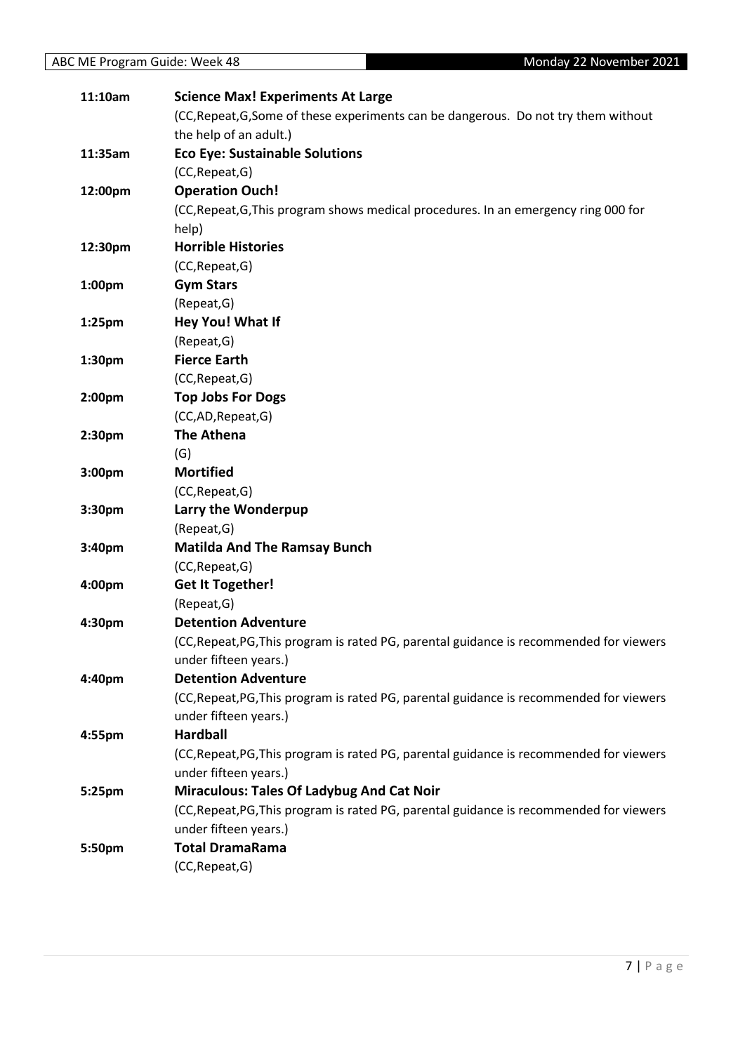| | |
|---|---|
| **11:10am** | **Science Max! Experiments At Large** |
| | (CC,Repeat,G,Some of these experiments can be dangerous. Do not try them without the help of an adult.) |
| **11:35am** | **Eco Eye: Sustainable Solutions** |
| | (CC,Repeat,G) |
| **12:00pm** | **Operation Ouch!** |
| | (CC,Repeat,G,This program shows medical procedures. In an emergency ring 000 for help) |
| **12:30pm** | **Horrible Histories** |
| | (CC,Repeat,G) |
| **1:00pm** | **Gym Stars** |
| | (Repeat,G) |
| **1:25pm** | **Hey You! What If** |
| | (Repeat,G) |
| **1:30pm** | **Fierce Earth** |
| | (CC,Repeat,G) |
| **2:00pm** | **Top Jobs For Dogs** |
| | (CC,AD,Repeat,G) |
| **2:30pm** | **The Athena** |
| | (G) |
| **3:00pm** | **Mortified** |
| | (CC,Repeat,G) |
| **3:30pm** | **Larry the Wonderpup** |
| | (Repeat,G) |
| **3:40pm** | **Matilda And The Ramsay Bunch** |
| | (CC,Repeat,G) |
| **4:00pm** | **Get It Together!** |
| | (Repeat,G) |
| **4:30pm** | **Detention Adventure** |
| | (CC,Repeat,PG,This program is rated PG, parental guidance is recommended for viewers under fifteen years.) |
| **4:40pm** | **Detention Adventure** |
| | (CC,Repeat,PG,This program is rated PG, parental guidance is recommended for viewers under fifteen years.) |
| **4:55pm** | **Hardball** |
| | (CC,Repeat,PG,This program is rated PG, parental guidance is recommended for viewers under fifteen years.) |
| **5:25pm** | **Miraculous: Tales Of Ladybug And Cat Noir** |
| | (CC,Repeat,PG,This program is rated PG, parental guidance is recommended for viewers under fifteen years.) |
| **5:50pm** | **Total DramaRama** |
| | (CC,Repeat,G) |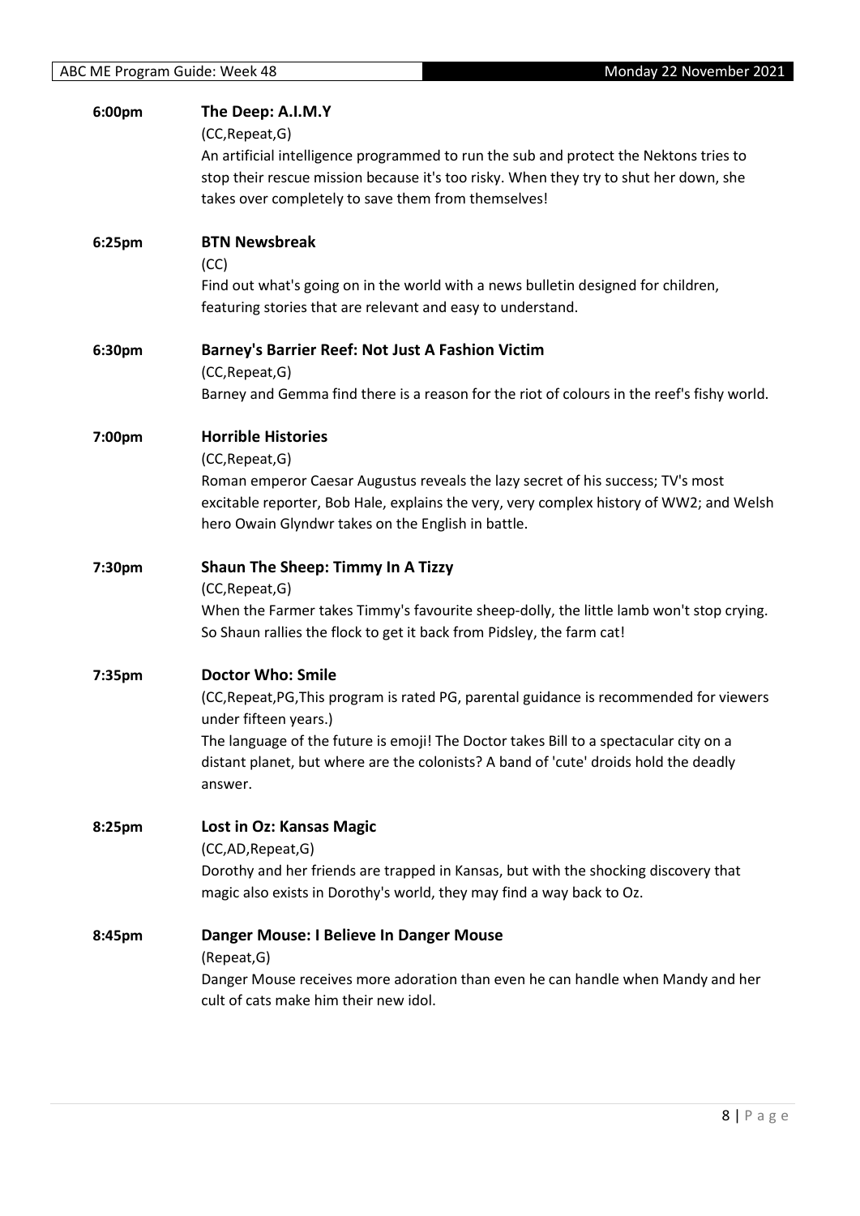**6:00pm** **The Deep: A.I.M.Y**

(CC,Repeat,G)

An artificial intelligence programmed to run the sub and protect the Nektons tries to stop their rescue mission because it's too risky. When they try to shut her down, she takes over completely to save them from themselves!

**6:25pm** **BTN Newsbreak**

(CC)

Find out what's going on in the world with a news bulletin designed for children, featuring stories that are relevant and easy to understand.

**6:30pm** **Barney's Barrier Reef: Not Just A Fashion Victim**

(CC,Repeat,G)

Barney and Gemma find there is a reason for the riot of colours in the reef's fishy world.

**7:00pm** **Horrible Histories**

(CC,Repeat,G)

Roman emperor Caesar Augustus reveals the lazy secret of his success; TV's most excitable reporter, Bob Hale, explains the very, very complex history of WW2; and Welsh hero Owain Glyndwr takes on the English in battle.

**7:30pm** **Shaun The Sheep: Timmy In A Tizzy**

(CC,Repeat,G)

When the Farmer takes Timmy's favourite sheep-dolly, the little lamb won't stop crying. So Shaun rallies the flock to get it back from Pidsley, the farm cat!

**7:35pm** **Doctor Who: Smile**

(CC,Repeat,PG,This program is rated PG, parental guidance is recommended for viewers under fifteen years.)

The language of the future is emoji! The Doctor takes Bill to a spectacular city on a distant planet, but where are the colonists? A band of 'cute' droids hold the deadly answer.

**8:25pm** **Lost in Oz: Kansas Magic**

(CC,AD,Repeat,G)

Dorothy and her friends are trapped in Kansas, but with the shocking discovery that magic also exists in Dorothy's world, they may find a way back to Oz.

**8:45pm** **Danger Mouse: I Believe In Danger Mouse**

(Repeat,G)

Danger Mouse receives more adoration than even he can handle when Mandy and her cult of cats make him their new idol.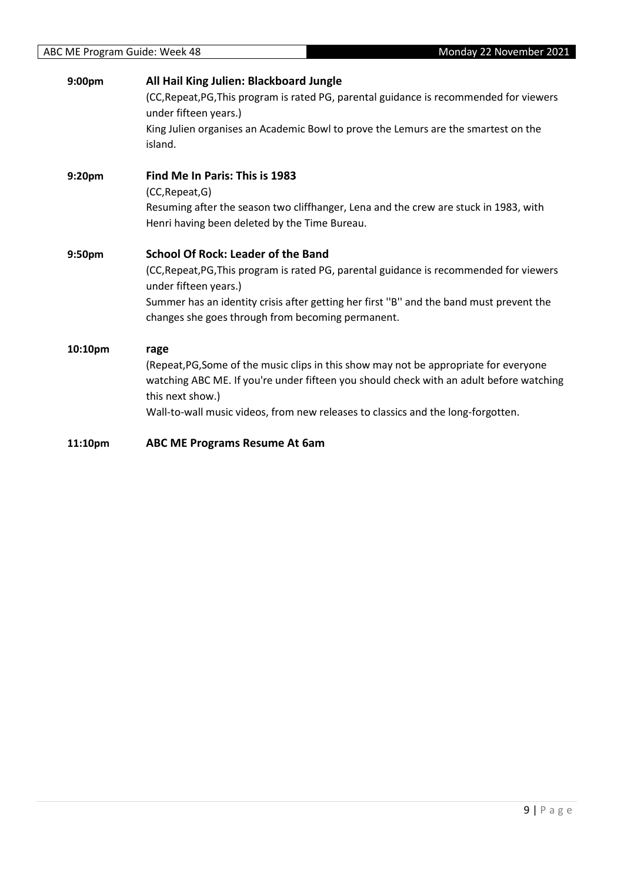**9:00pm** **All Hail King Julien: Blackboard Jungle**

(CC,Repeat,PG,This program is rated PG, parental guidance is recommended for viewers under fifteen years.)

King Julien organises an Academic Bowl to prove the Lemurs are the smartest on the island.

**9:20pm** **Find Me In Paris: This is 1983**

(CC,Repeat,G)

Resuming after the season two cliffhanger, Lena and the crew are stuck in 1983, with Henri having been deleted by the Time Bureau.

**9:50pm** **School Of Rock: Leader of the Band**

(CC,Repeat,PG,This program is rated PG, parental guidance is recommended for viewers under fifteen years.)

Summer has an identity crisis after getting her first ''B'' and the band must prevent the changes she goes through from becoming permanent.

**10:10pm** **rage**

(Repeat,PG,Some of the music clips in this show may not be appropriate for everyone watching ABC ME. If you're under fifteen you should check with an adult before watching this next show.)

Wall-to-wall music videos, from new releases to classics and the long-forgotten.

**11:10pm** **ABC ME Programs Resume At 6am**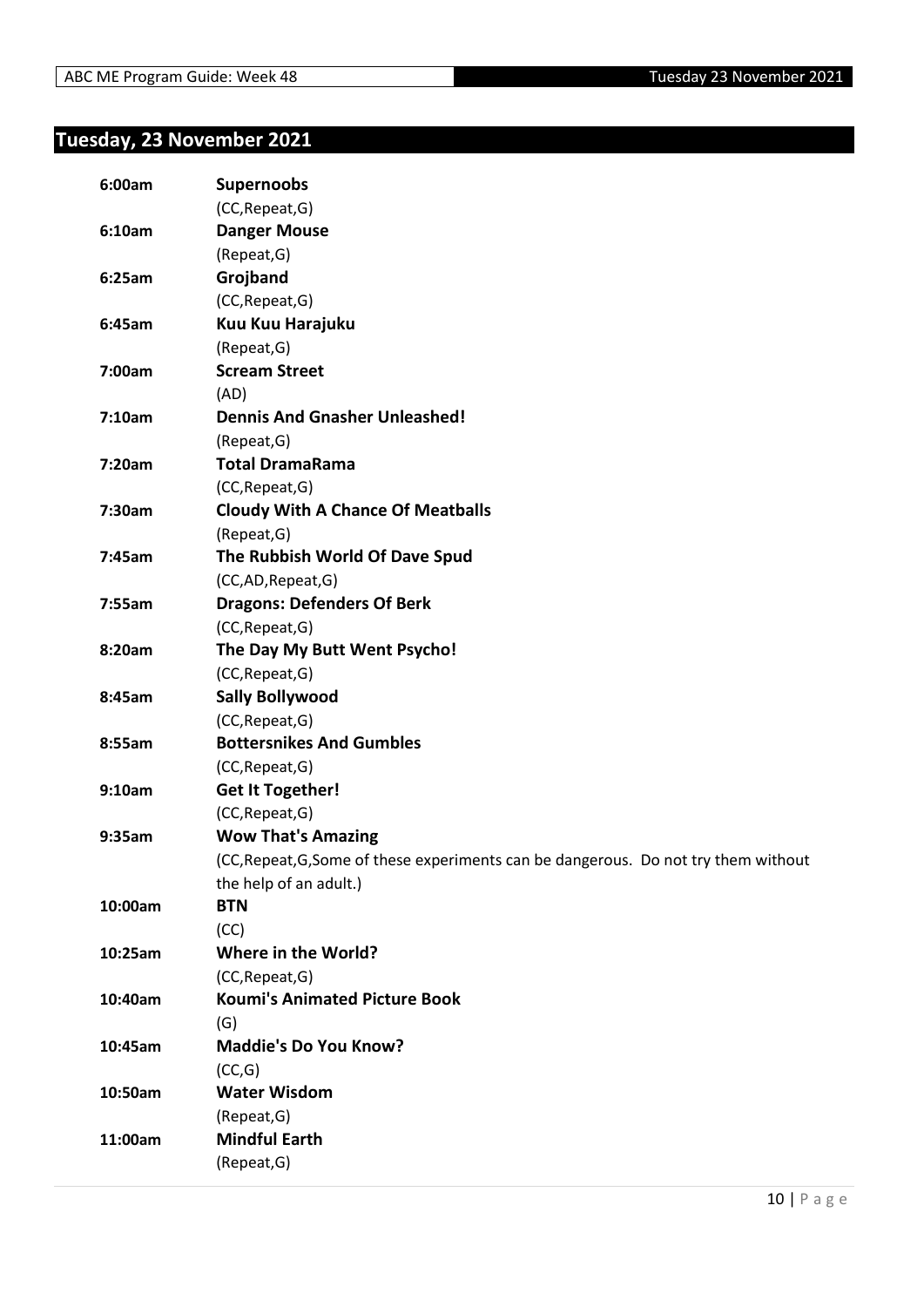# Tuesday, 23 November 2021

| | |
|---|---|
| 6:00am | **Supernoobs** |
| | (CC,Repeat,G) |
| 6:10am | **Danger Mouse** |
| | (Repeat,G) |
| 6:25am | **Grojband** |
| | (CC,Repeat,G) |
| 6:45am | **Kuu Kuu Harajuku** |
| | (Repeat,G) |
| 7:00am | **Scream Street** |
| | (AD) |
| 7:10am | **Dennis And Gnasher Unleashed!** |
| | (Repeat,G) |
| 7:20am | **Total DramaRama** |
| | (CC,Repeat,G) |
| 7:30am | **Cloudy With A Chance Of Meatballs** |
| | (Repeat,G) |
| 7:45am | **The Rubbish World Of Dave Spud** |
| | (CC,AD,Repeat,G) |
| 7:55am | **Dragons: Defenders Of Berk** |
| | (CC,Repeat,G) |
| 8:20am | **The Day My Butt Went Psycho!** |
| | (CC,Repeat,G) |
| 8:45am | **Sally Bollywood** |
| | (CC,Repeat,G) |
| 8:55am | **Bottersnikes And Gumbles** |
| | (CC,Repeat,G) |
| 9:10am | **Get It Together!** |
| | (CC,Repeat,G) |
| 9:35am | **Wow That's Amazing** |
| | (CC,Repeat,G,Some of these experiments can be dangerous. Do not try them without the help of an adult.) |
| 10:00am | **BTN** |
| | (CC) |
| 10:25am | **Where in the World?** |
| | (CC,Repeat,G) |
| 10:40am | **Koumi's Animated Picture Book** |
| | (G) |
| 10:45am | **Maddie's Do You Know?** |
| | (CC,G) |
| 10:50am | **Water Wisdom** |
| | (Repeat,G) |
| 11:00am | **Mindful Earth** |
| | (Repeat,G) |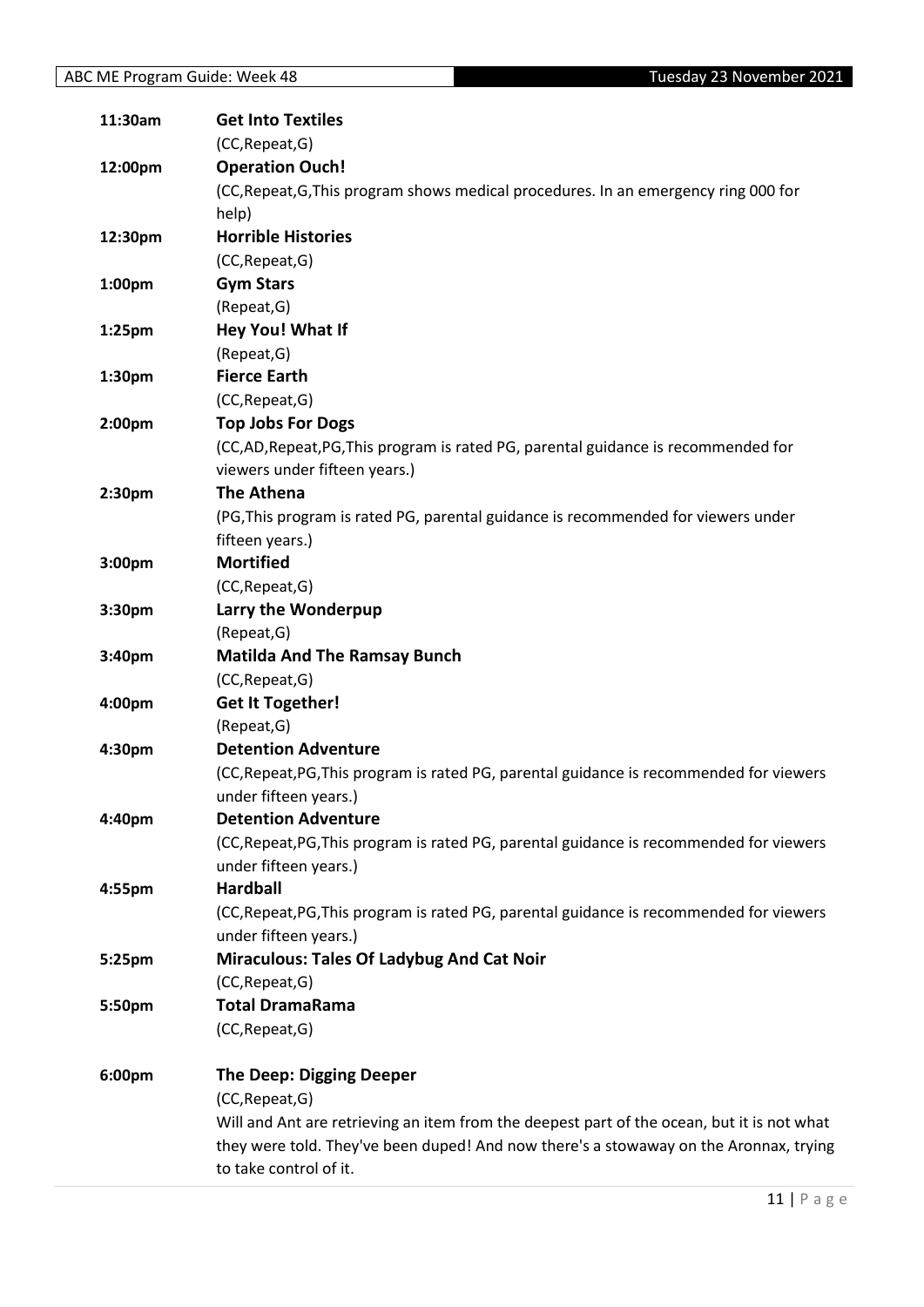| | |
|---|---|
| **11:30am** | **Get Into Textiles** |
| | (CC,Repeat,G) |
| **12:00pm** | **Operation Ouch!** |
| | (CC,Repeat,G,This program shows medical procedures. In an emergency ring 000 for help) |
| **12:30pm** | **Horrible Histories** |
| | (CC,Repeat,G) |
| **1:00pm** | **Gym Stars** |
| | (Repeat,G) |
| **1:25pm** | **Hey You! What If** |
| | (Repeat,G) |
| **1:30pm** | **Fierce Earth** |
| | (CC,Repeat,G) |
| **2:00pm** | **Top Jobs For Dogs** |
| | (CC,AD,Repeat,PG,This program is rated PG, parental guidance is recommended for viewers under fifteen years.) |
| **2:30pm** | **The Athena** |
| | (PG,This program is rated PG, parental guidance is recommended for viewers under fifteen years.) |
| **3:00pm** | **Mortified** |
| | (CC,Repeat,G) |
| **3:30pm** | **Larry the Wonderpup** |
| | (Repeat,G) |
| **3:40pm** | **Matilda And The Ramsay Bunch** |
| | (CC,Repeat,G) |
| **4:00pm** | **Get It Together!** |
| | (Repeat,G) |
| **4:30pm** | **Detention Adventure** |
| | (CC,Repeat,PG,This program is rated PG, parental guidance is recommended for viewers under fifteen years.) |
| **4:40pm** | **Detention Adventure** |
| | (CC,Repeat,PG,This program is rated PG, parental guidance is recommended for viewers under fifteen years.) |
| **4:55pm** | **Hardball** |
| | (CC,Repeat,PG,This program is rated PG, parental guidance is recommended for viewers under fifteen years.) |
| **5:25pm** | **Miraculous: Tales Of Ladybug And Cat Noir** |
| | (CC,Repeat,G) |
| **5:50pm** | **Total DramaRama** |
| | (CC,Repeat,G) |
| **6:00pm** | **The Deep: Digging Deeper** |
| | (CC,Repeat,G) |
| | Will and Ant are retrieving an item from the deepest part of the ocean, but it is not what they were told. They've been duped! And now there's a stowaway on the Aronnax, trying to take control of it. |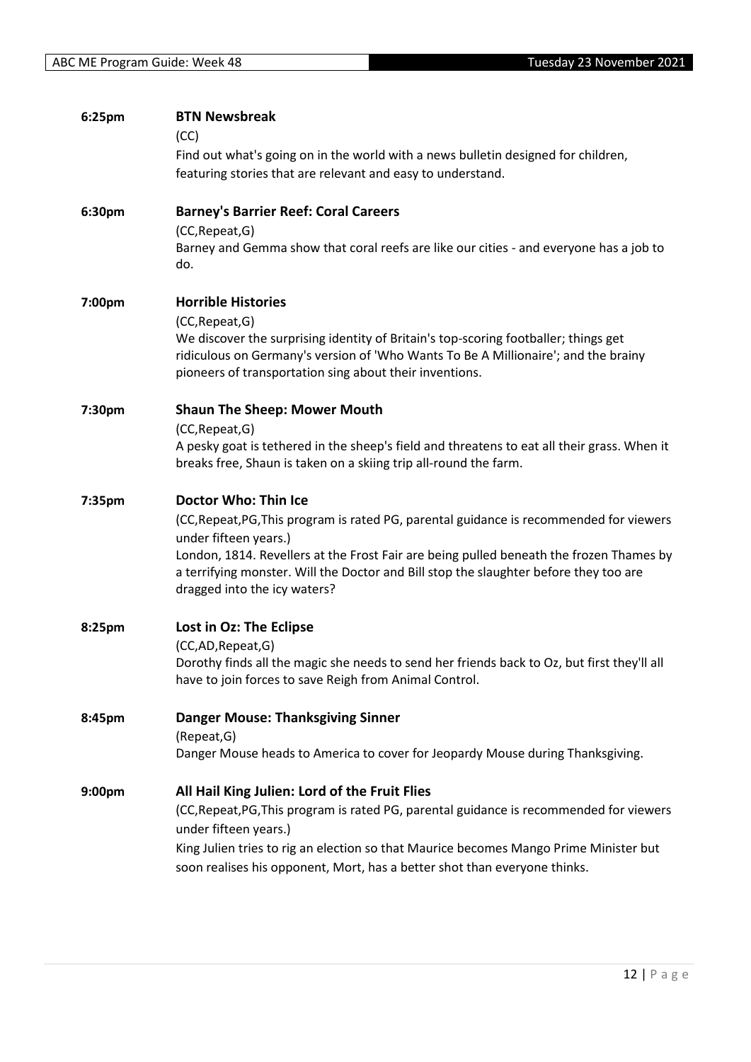**6:25pm** **BTN Newsbreak**

(CC)

Find out what's going on in the world with a news bulletin designed for children, featuring stories that are relevant and easy to understand.

**6:30pm** **Barney's Barrier Reef: Coral Careers**

(CC,Repeat,G)

Barney and Gemma show that coral reefs are like our cities - and everyone has a job to do.

**7:00pm** **Horrible Histories**

(CC,Repeat,G)

We discover the surprising identity of Britain's top-scoring footballer; things get ridiculous on Germany's version of 'Who Wants To Be A Millionaire'; and the brainy pioneers of transportation sing about their inventions.

**7:30pm** **Shaun The Sheep: Mower Mouth**

(CC,Repeat,G)

A pesky goat is tethered in the sheep's field and threatens to eat all their grass. When it breaks free, Shaun is taken on a skiing trip all-round the farm.

**7:35pm** **Doctor Who: Thin Ice**

(CC,Repeat,PG,This program is rated PG, parental guidance is recommended for viewers under fifteen years.)

London, 1814. Revellers at the Frost Fair are being pulled beneath the frozen Thames by a terrifying monster. Will the Doctor and Bill stop the slaughter before they too are dragged into the icy waters?

**8:25pm** **Lost in Oz: The Eclipse**

(CC,AD,Repeat,G)

Dorothy finds all the magic she needs to send her friends back to Oz, but first they'll all have to join forces to save Reigh from Animal Control.

**8:45pm** **Danger Mouse: Thanksgiving Sinner**

(Repeat,G)

Danger Mouse heads to America to cover for Jeopardy Mouse during Thanksgiving.

**9:00pm** **All Hail King Julien: Lord of the Fruit Flies**

(CC,Repeat,PG,This program is rated PG, parental guidance is recommended for viewers under fifteen years.)

King Julien tries to rig an election so that Maurice becomes Mango Prime Minister but soon realises his opponent, Mort, has a better shot than everyone thinks.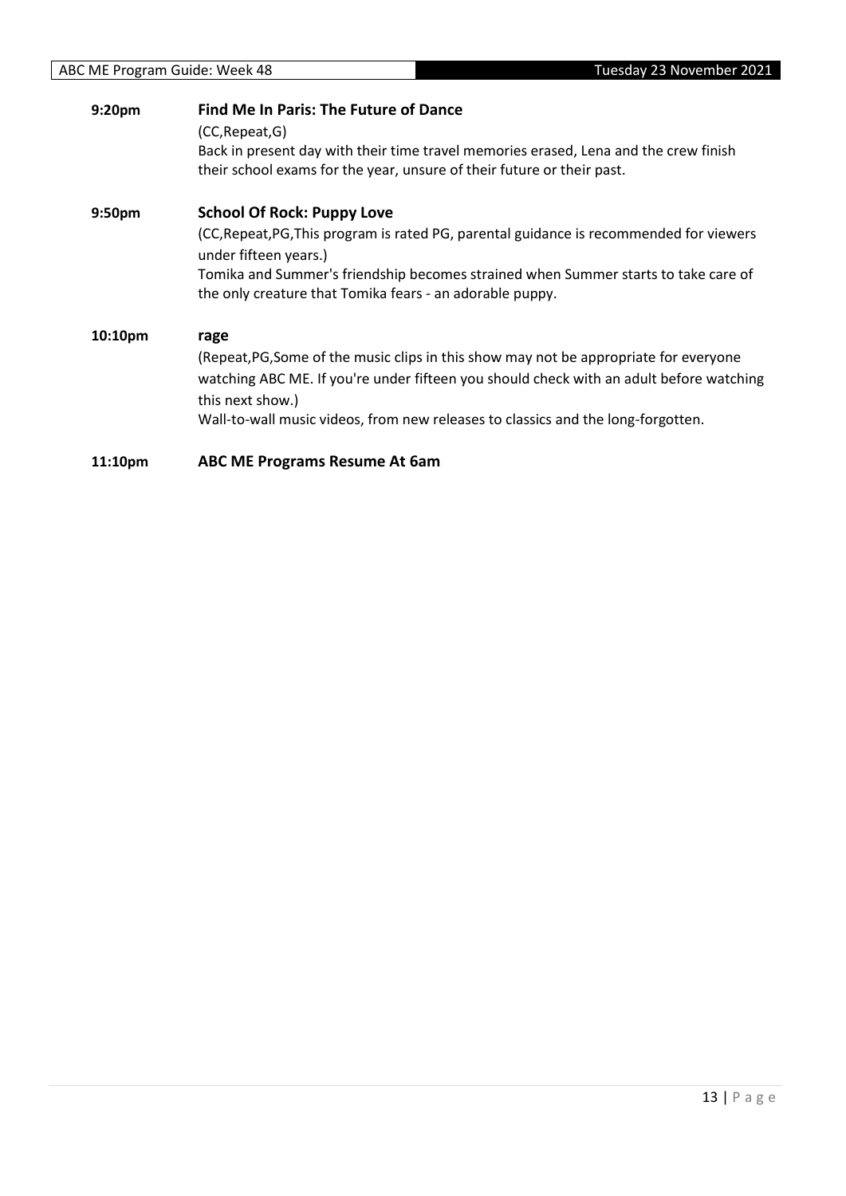**9:20pm** **Find Me In Paris: The Future of Dance**

(CC,Repeat,G)

Back in present day with their time travel memories erased, Lena and the crew finish their school exams for the year, unsure of their future or their past.

**9:50pm** **School Of Rock: Puppy Love**

(CC,Repeat,PG,This program is rated PG, parental guidance is recommended for viewers under fifteen years.)

Tomika and Summer's friendship becomes strained when Summer starts to take care of the only creature that Tomika fears - an adorable puppy.

**10:10pm** **rage**

(Repeat,PG,Some of the music clips in this show may not be appropriate for everyone watching ABC ME. If you're under fifteen you should check with an adult before watching this next show.)

Wall-to-wall music videos, from new releases to classics and the long-forgotten.

**11:10pm** **ABC ME Programs Resume At 6am**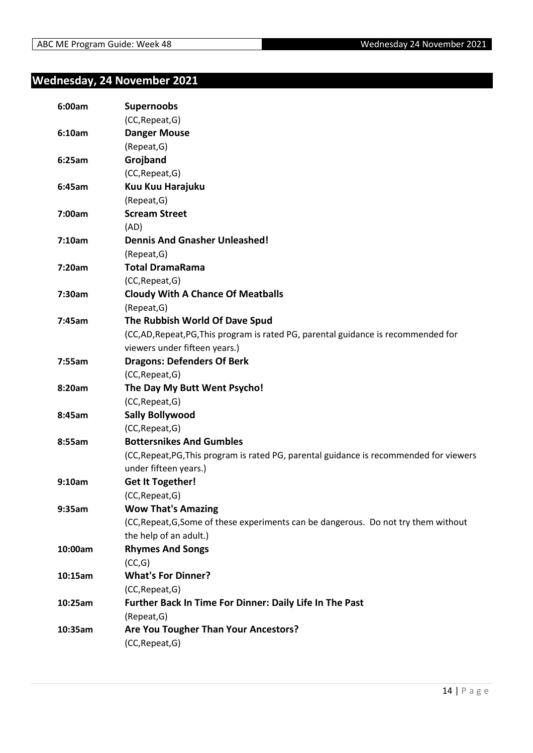## Wednesday, 24 November 2021

| | |
|---|---|
| **6:00am** | **Supernoobs** |
| | (CC,Repeat,G) |
| **6:10am** | **Danger Mouse** |
| | (Repeat,G) |
| **6:25am** | **Grojband** |
| | (CC,Repeat,G) |
| **6:45am** | **Kuu Kuu Harajuku** |
| | (Repeat,G) |
| **7:00am** | **Scream Street** |
| | (AD) |
| **7:10am** | **Dennis And Gnasher Unleashed!** |
| | (Repeat,G) |
| **7:20am** | **Total DramaRama** |
| | (CC,Repeat,G) |
| **7:30am** | **Cloudy With A Chance Of Meatballs** |
| | (Repeat,G) |
| **7:45am** | **The Rubbish World Of Dave Spud** |
| | (CC,AD,Repeat,PG,This program is rated PG, parental guidance is recommended for viewers under fifteen years.) |
| **7:55am** | **Dragons: Defenders Of Berk** |
| | (CC,Repeat,G) |
| **8:20am** | **The Day My Butt Went Psycho!** |
| | (CC,Repeat,G) |
| **8:45am** | **Sally Bollywood** |
| | (CC,Repeat,G) |
| **8:55am** | **Bottersnikes And Gumbles** |
| | (CC,Repeat,PG,This program is rated PG, parental guidance is recommended for viewers under fifteen years.) |
| **9:10am** | **Get It Together!** |
| | (CC,Repeat,G) |
| **9:35am** | **Wow That's Amazing** |
| | (CC,Repeat,G,Some of these experiments can be dangerous. Do not try them without the help of an adult.) |
| **10:00am** | **Rhymes And Songs** |
| | (CC,G) |
| **10:15am** | **What's For Dinner?** |
| | (CC,Repeat,G) |
| **10:25am** | **Further Back In Time For Dinner: Daily Life In The Past** |
| | (Repeat,G) |
| **10:35am** | **Are You Tougher Than Your Ancestors?** |
| | (CC,Repeat,G) |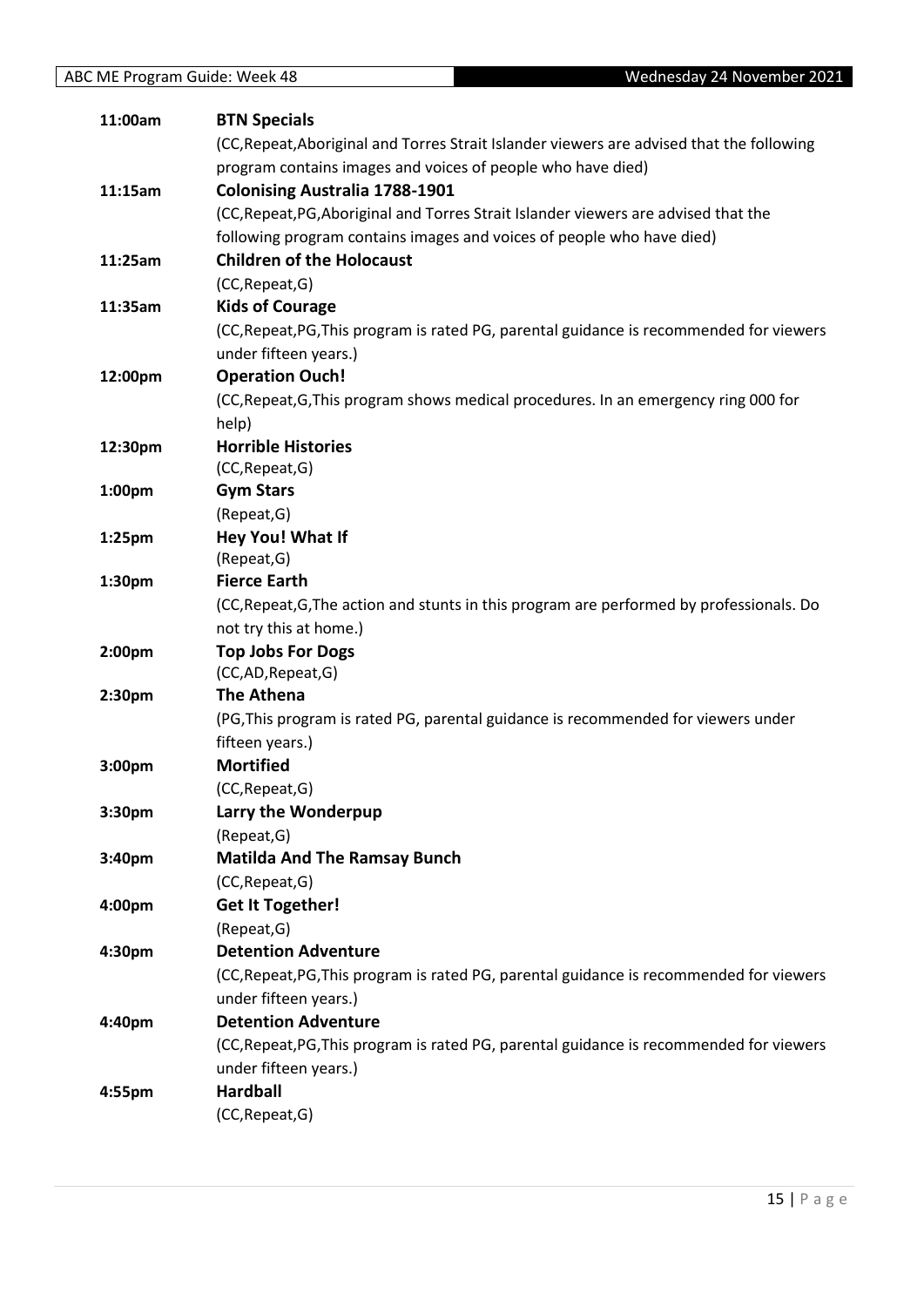| | |
|---|---|
| 11:00am | **BTN Specials**<br>(CC,Repeat,Aboriginal and Torres Strait Islander viewers are advised that the following program contains images and voices of people who have died) |
| 11:15am | **Colonising Australia 1788-1901**<br>(CC,Repeat,PG,Aboriginal and Torres Strait Islander viewers are advised that the following program contains images and voices of people who have died) |
| 11:25am | **Children of the Holocaust**<br>(CC,Repeat,G) |
| 11:35am | **Kids of Courage**<br>(CC,Repeat,PG,This program is rated PG, parental guidance is recommended for viewers under fifteen years.) |
| 12:00pm | **Operation Ouch!**<br>(CC,Repeat,G,This program shows medical procedures. In an emergency ring 000 for help) |
| 12:30pm | **Horrible Histories**<br>(CC,Repeat,G) |
| 1:00pm | **Gym Stars**<br>(Repeat,G) |
| 1:25pm | **Hey You! What If**<br>(Repeat,G) |
| 1:30pm | **Fierce Earth**<br>(CC,Repeat,G,The action and stunts in this program are performed by professionals. Do not try this at home.) |
| 2:00pm | **Top Jobs For Dogs**<br>(CC,AD,Repeat,G) |
| 2:30pm | **The Athena**<br>(PG,This program is rated PG, parental guidance is recommended for viewers under fifteen years.) |
| 3:00pm | **Mortified**<br>(CC,Repeat,G) |
| 3:30pm | **Larry the Wonderpup**<br>(Repeat,G) |
| 3:40pm | **Matilda And The Ramsay Bunch**<br>(CC,Repeat,G) |
| 4:00pm | **Get It Together!**<br>(Repeat,G) |
| 4:30pm | **Detention Adventure**<br>(CC,Repeat,PG,This program is rated PG, parental guidance is recommended for viewers under fifteen years.) |
| 4:40pm | **Detention Adventure**<br>(CC,Repeat,PG,This program is rated PG, parental guidance is recommended for viewers under fifteen years.) |
| 4:55pm | **Hardball**<br>(CC,Repeat,G) |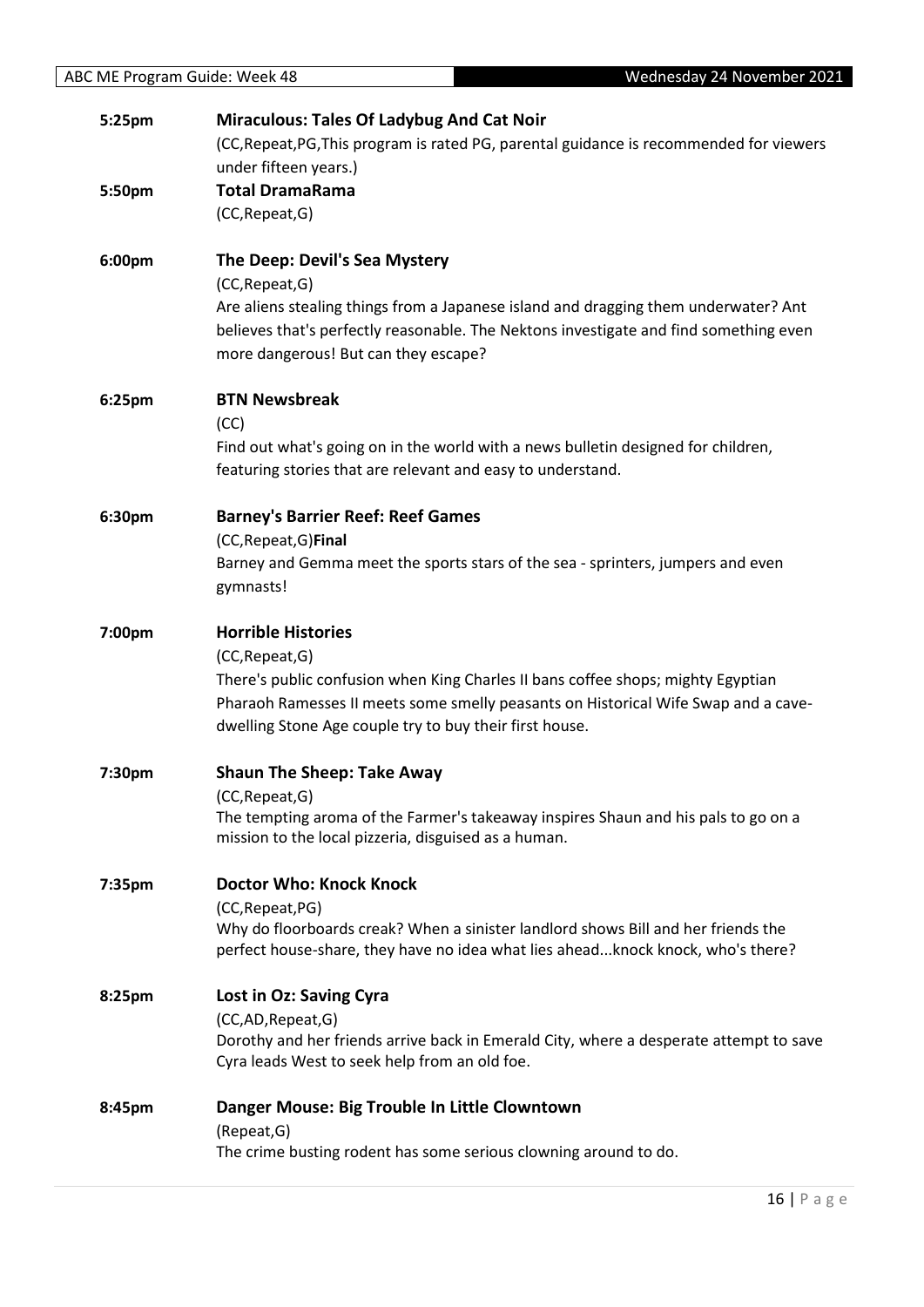**5:25pm** **Miraculous: Tales Of Ladybug And Cat Noir**
(CC,Repeat,PG,This program is rated PG, parental guidance is recommended for viewers under fifteen years.)

**5:50pm** **Total DramaRama**
(CC,Repeat,G)

**6:00pm** **The Deep: Devil's Sea Mystery**
(CC,Repeat,G)
Are aliens stealing things from a Japanese island and dragging them underwater? Ant believes that's perfectly reasonable. The Nektons investigate and find something even more dangerous! But can they escape?

**6:25pm** **BTN Newsbreak**
(CC)
Find out what's going on in the world with a news bulletin designed for children, featuring stories that are relevant and easy to understand.

**6:30pm** **Barney's Barrier Reef: Reef Games**
(CC,Repeat,G)**Final**
Barney and Gemma meet the sports stars of the sea - sprinters, jumpers and even gymnasts!

**7:00pm** **Horrible Histories**
(CC,Repeat,G)
There's public confusion when King Charles II bans coffee shops; mighty Egyptian Pharaoh Ramesses II meets some smelly peasants on Historical Wife Swap and a cave-dwelling Stone Age couple try to buy their first house.

**7:30pm** **Shaun The Sheep: Take Away**
(CC,Repeat,G)
The tempting aroma of the Farmer's takeaway inspires Shaun and his pals to go on a mission to the local pizzeria, disguised as a human.

**7:35pm** **Doctor Who: Knock Knock**
(CC,Repeat,PG)
Why do floorboards creak? When a sinister landlord shows Bill and her friends the perfect house-share, they have no idea what lies ahead...knock knock, who's there?

**8:25pm** **Lost in Oz: Saving Cyra**
(CC,AD,Repeat,G)
Dorothy and her friends arrive back in Emerald City, where a desperate attempt to save Cyra leads West to seek help from an old foe.

**8:45pm** **Danger Mouse: Big Trouble In Little Clowntown**
(Repeat,G)
The crime busting rodent has some serious clowning around to do.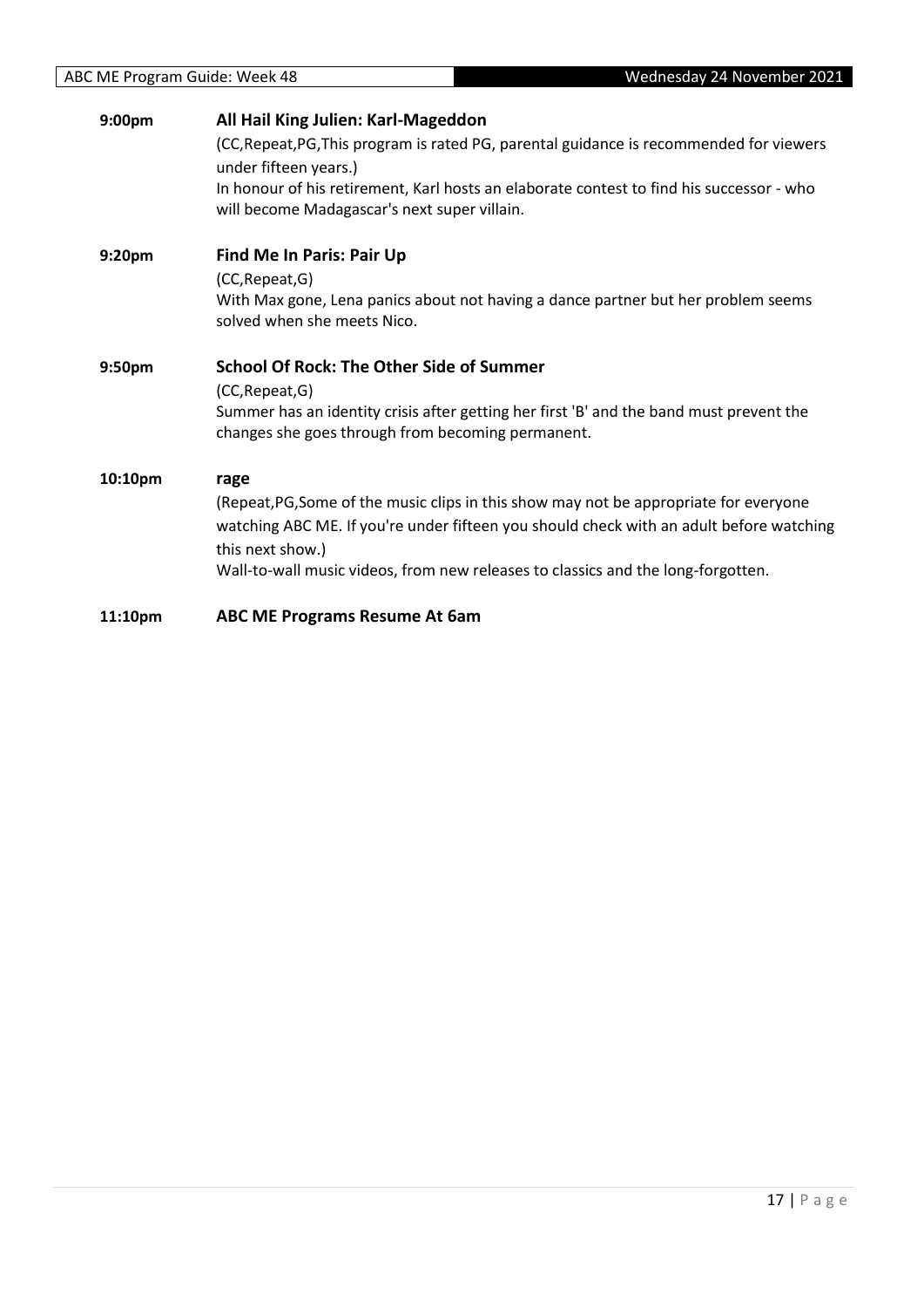**9:00pm** **All Hail King Julien: Karl-Mageddon**

(CC,Repeat,PG,This program is rated PG, parental guidance is recommended for viewers under fifteen years.)

In honour of his retirement, Karl hosts an elaborate contest to find his successor - who will become Madagascar's next super villain.

**9:20pm** **Find Me In Paris: Pair Up**

(CC,Repeat,G)

With Max gone, Lena panics about not having a dance partner but her problem seems solved when she meets Nico.

**9:50pm** **School Of Rock: The Other Side of Summer**

(CC,Repeat,G)

Summer has an identity crisis after getting her first 'B' and the band must prevent the changes she goes through from becoming permanent.

**10:10pm** **rage**

(Repeat,PG,Some of the music clips in this show may not be appropriate for everyone watching ABC ME. If you're under fifteen you should check with an adult before watching this next show.)

Wall-to-wall music videos, from new releases to classics and the long-forgotten.

**11:10pm** **ABC ME Programs Resume At 6am**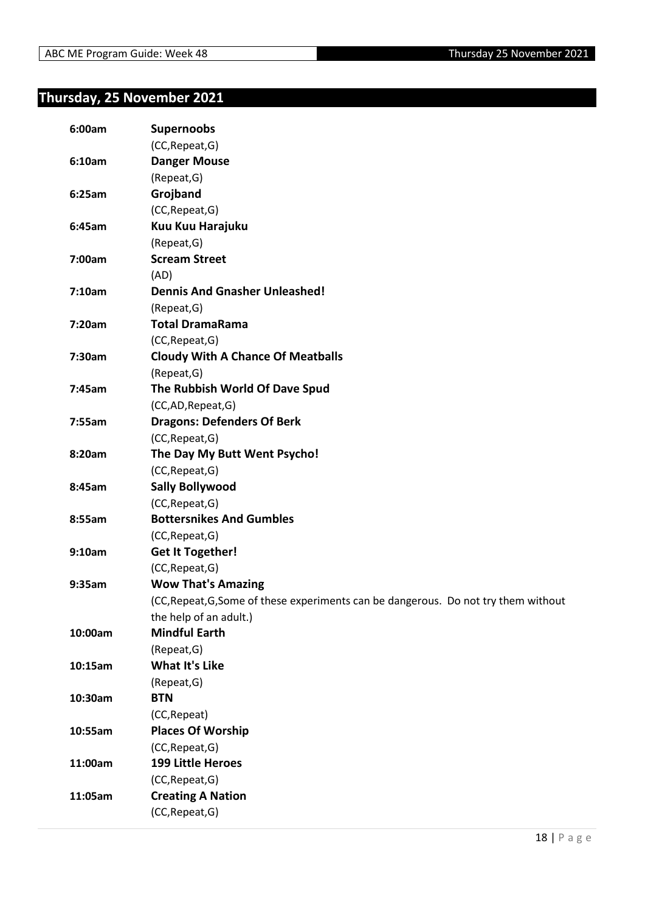## Thursday, 25 November 2021

| | |
|---|---|
| 6:00am | **Supernoobs** |
| | (CC,Repeat,G) |
| 6:10am | **Danger Mouse** |
| | (Repeat,G) |
| 6:25am | **Grojband** |
| | (CC,Repeat,G) |
| 6:45am | **Kuu Kuu Harajuku** |
| | (Repeat,G) |
| 7:00am | **Scream Street** |
| | (AD) |
| 7:10am | **Dennis And Gnasher Unleashed!** |
| | (Repeat,G) |
| 7:20am | **Total DramaRama** |
| | (CC,Repeat,G) |
| 7:30am | **Cloudy With A Chance Of Meatballs** |
| | (Repeat,G) |
| 7:45am | **The Rubbish World Of Dave Spud** |
| | (CC,AD,Repeat,G) |
| 7:55am | **Dragons: Defenders Of Berk** |
| | (CC,Repeat,G) |
| 8:20am | **The Day My Butt Went Psycho!** |
| | (CC,Repeat,G) |
| 8:45am | **Sally Bollywood** |
| | (CC,Repeat,G) |
| 8:55am | **Bottersnikes And Gumbles** |
| | (CC,Repeat,G) |
| 9:10am | **Get It Together!** |
| | (CC,Repeat,G) |
| 9:35am | **Wow That's Amazing** |
| | (CC,Repeat,G,Some of these experiments can be dangerous. Do not try them without the help of an adult.) |
| 10:00am | **Mindful Earth** |
| | (Repeat,G) |
| 10:15am | **What It's Like** |
| | (Repeat,G) |
| 10:30am | **BTN** |
| | (CC,Repeat) |
| 10:55am | **Places Of Worship** |
| | (CC,Repeat,G) |
| 11:00am | **199 Little Heroes** |
| | (CC,Repeat,G) |
| 11:05am | **Creating A Nation** |
| | (CC,Repeat,G) |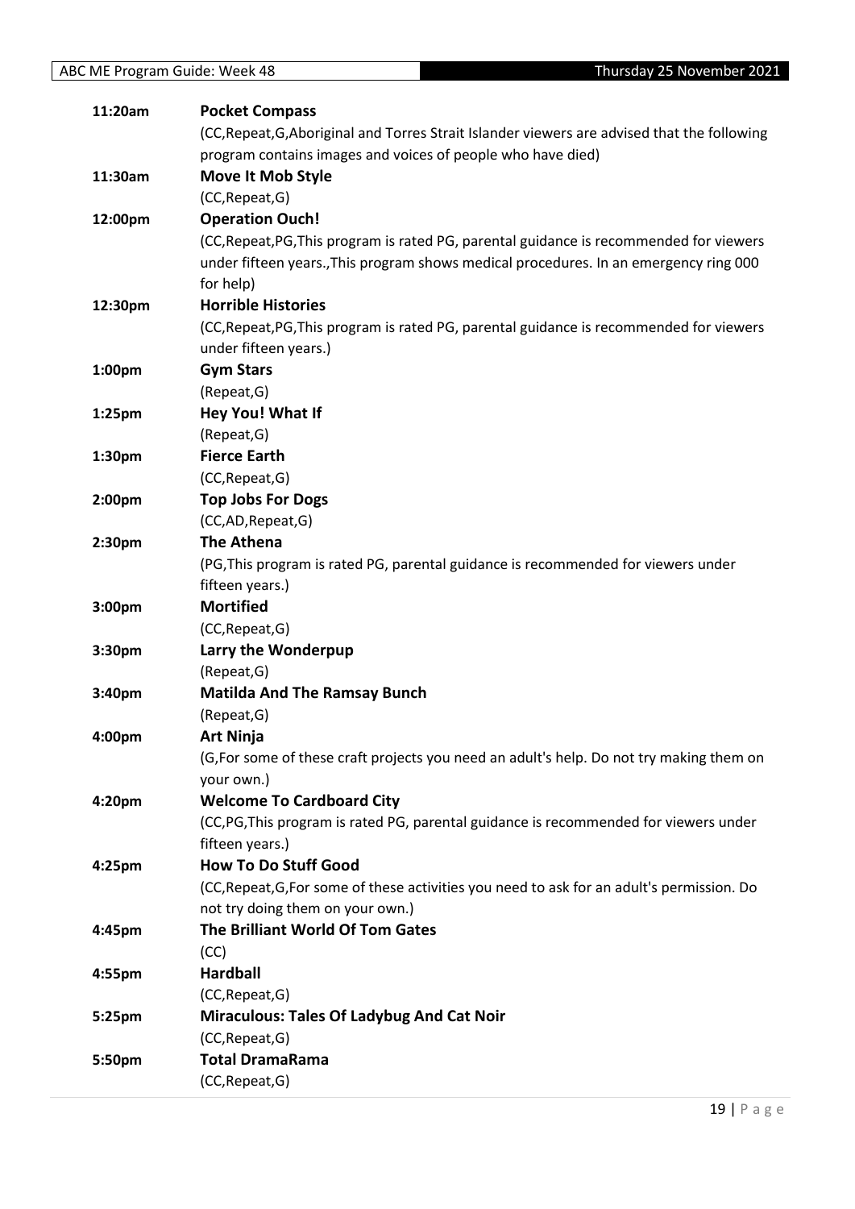| | |
|---|---|
| **11:20am** | **Pocket Compass** |
| | (CC,Repeat,G,Aboriginal and Torres Strait Islander viewers are advised that the following program contains images and voices of people who have died) |
| **11:30am** | **Move It Mob Style** |
| | (CC,Repeat,G) |
| **12:00pm** | **Operation Ouch!** |
| | (CC,Repeat,PG,This program is rated PG, parental guidance is recommended for viewers under fifteen years.,This program shows medical procedures. In an emergency ring 000 for help) |
| **12:30pm** | **Horrible Histories** |
| | (CC,Repeat,PG,This program is rated PG, parental guidance is recommended for viewers under fifteen years.) |
| **1:00pm** | **Gym Stars** |
| | (Repeat,G) |
| **1:25pm** | **Hey You! What If** |
| | (Repeat,G) |
| **1:30pm** | **Fierce Earth** |
| | (CC,Repeat,G) |
| **2:00pm** | **Top Jobs For Dogs** |
| | (CC,AD,Repeat,G) |
| **2:30pm** | **The Athena** |
| | (PG,This program is rated PG, parental guidance is recommended for viewers under fifteen years.) |
| **3:00pm** | **Mortified** |
| | (CC,Repeat,G) |
| **3:30pm** | **Larry the Wonderpup** |
| | (Repeat,G) |
| **3:40pm** | **Matilda And The Ramsay Bunch** |
| | (Repeat,G) |
| **4:00pm** | **Art Ninja** |
| | (G,For some of these craft projects you need an adult's help. Do not try making them on your own.) |
| **4:20pm** | **Welcome To Cardboard City** |
| | (CC,PG,This program is rated PG, parental guidance is recommended for viewers under fifteen years.) |
| **4:25pm** | **How To Do Stuff Good** |
| | (CC,Repeat,G,For some of these activities you need to ask for an adult's permission. Do not try doing them on your own.) |
| **4:45pm** | **The Brilliant World Of Tom Gates** |
| | (CC) |
| **4:55pm** | **Hardball** |
| | (CC,Repeat,G) |
| **5:25pm** | **Miraculous: Tales Of Ladybug And Cat Noir** |
| | (CC,Repeat,G) |
| **5:50pm** | **Total DramaRama** |
| | (CC,Repeat,G) |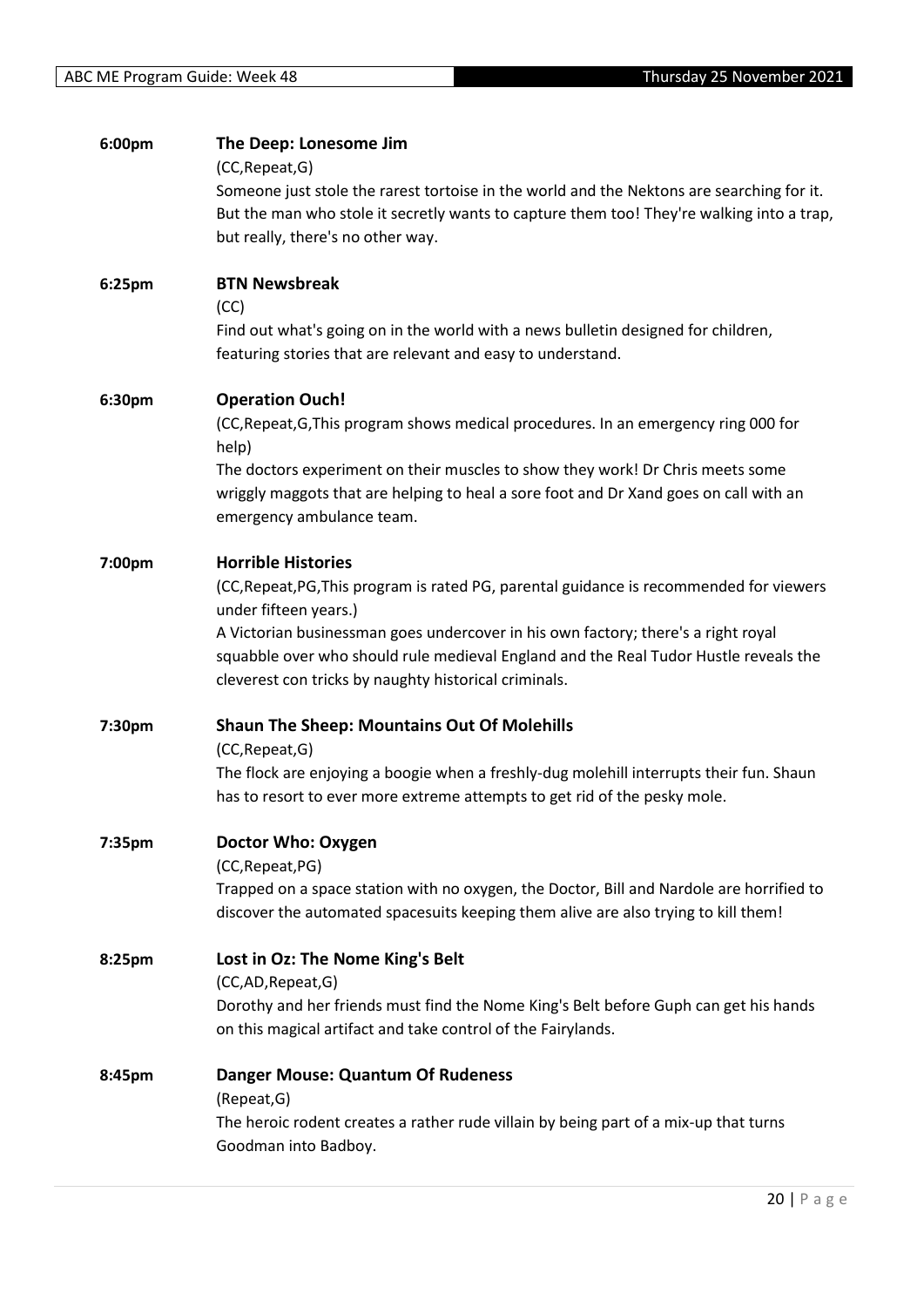**6:00pm** **The Deep: Lonesome Jim**

(CC,Repeat,G)

Someone just stole the rarest tortoise in the world and the Nektons are searching for it. But the man who stole it secretly wants to capture them too! They're walking into a trap, but really, there's no other way.

**6:25pm** **BTN Newsbreak**

(CC)

Find out what's going on in the world with a news bulletin designed for children, featuring stories that are relevant and easy to understand.

**6:30pm** **Operation Ouch!**

(CC,Repeat,G,This program shows medical procedures. In an emergency ring 000 for help)

The doctors experiment on their muscles to show they work! Dr Chris meets some wriggly maggots that are helping to heal a sore foot and Dr Xand goes on call with an emergency ambulance team.

**7:00pm** **Horrible Histories**

(CC,Repeat,PG,This program is rated PG, parental guidance is recommended for viewers under fifteen years.)

A Victorian businessman goes undercover in his own factory; there's a right royal squabble over who should rule medieval England and the Real Tudor Hustle reveals the cleverest con tricks by naughty historical criminals.

**7:30pm** **Shaun The Sheep: Mountains Out Of Molehills**

(CC,Repeat,G)

The flock are enjoying a boogie when a freshly-dug molehill interrupts their fun. Shaun has to resort to ever more extreme attempts to get rid of the pesky mole.

**7:35pm** **Doctor Who: Oxygen**

(CC,Repeat,PG)

Trapped on a space station with no oxygen, the Doctor, Bill and Nardole are horrified to discover the automated spacesuits keeping them alive are also trying to kill them!

**8:25pm** **Lost in Oz: The Nome King's Belt**

(CC,AD,Repeat,G)

Dorothy and her friends must find the Nome King's Belt before Guph can get his hands on this magical artifact and take control of the Fairylands.

**8:45pm** **Danger Mouse: Quantum Of Rudeness**

(Repeat,G)

The heroic rodent creates a rather rude villain by being part of a mix-up that turns Goodman into Badboy.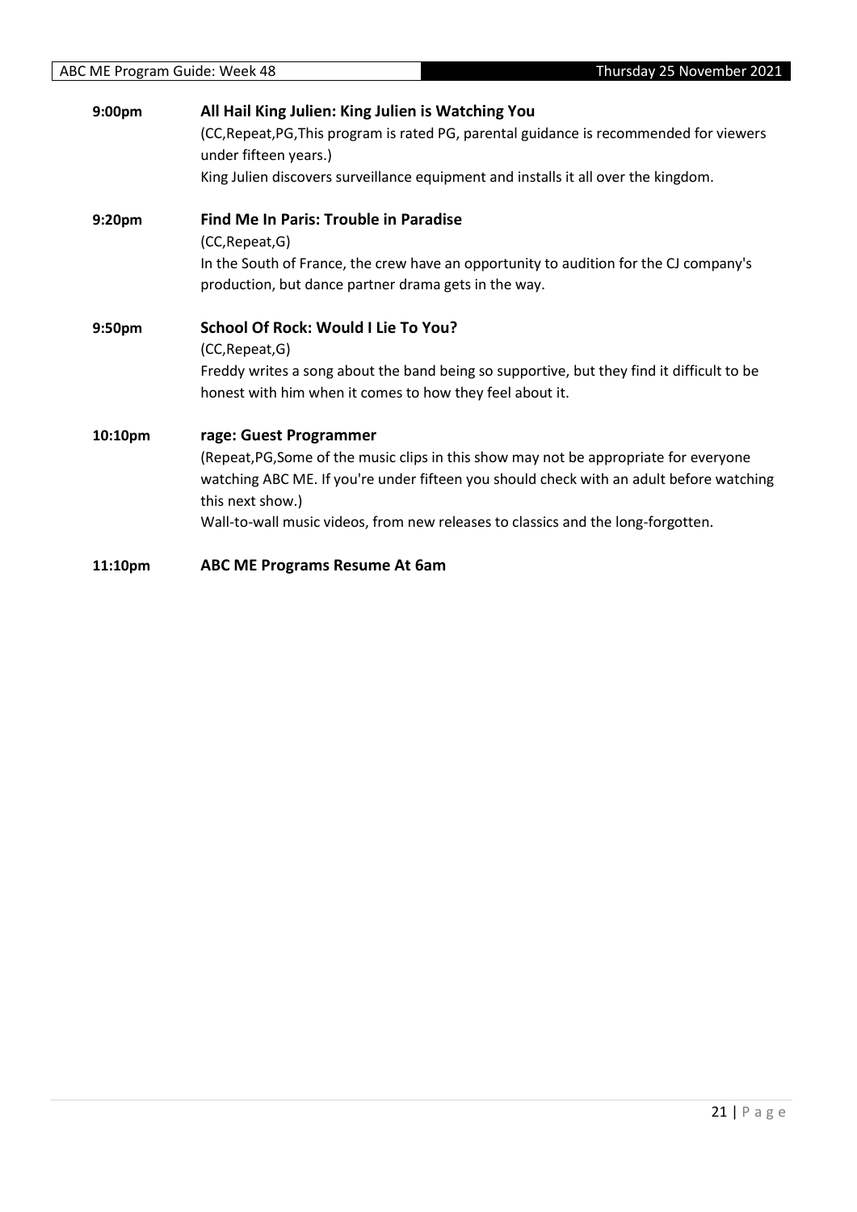**9:00pm** **All Hail King Julien: King Julien is Watching You**

(CC,Repeat,PG,This program is rated PG, parental guidance is recommended for viewers under fifteen years.)

King Julien discovers surveillance equipment and installs it all over the kingdom.

**9:20pm** **Find Me In Paris: Trouble in Paradise**

(CC,Repeat,G)

In the South of France, the crew have an opportunity to audition for the CJ company's production, but dance partner drama gets in the way.

**9:50pm** **School Of Rock: Would I Lie To You?**

(CC,Repeat,G)

Freddy writes a song about the band being so supportive, but they find it difficult to be honest with him when it comes to how they feel about it.

**10:10pm** **rage: Guest Programmer**

(Repeat,PG,Some of the music clips in this show may not be appropriate for everyone watching ABC ME. If you're under fifteen you should check with an adult before watching this next show.)

Wall-to-wall music videos, from new releases to classics and the long-forgotten.

**11:10pm** **ABC ME Programs Resume At 6am**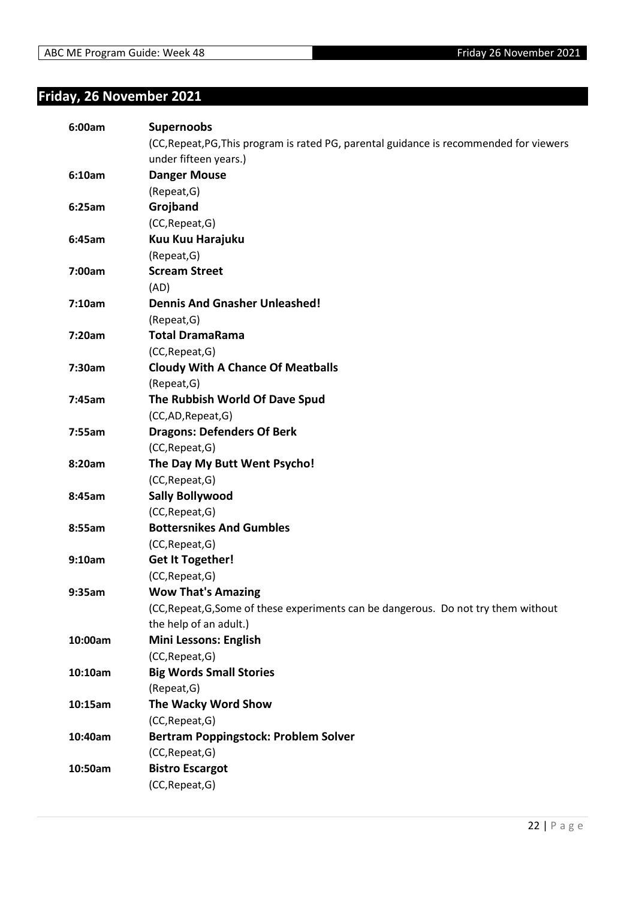## Friday, 26 November 2021

**6:00am** **Supernoobs**
(CC,Repeat,PG,This program is rated PG, parental guidance is recommended for viewers under fifteen years.)

**6:10am** **Danger Mouse**
(Repeat,G)

**6:25am** **Grojband**
(CC,Repeat,G)

**6:45am** **Kuu Kuu Harajuku**
(Repeat,G)

**7:00am** **Scream Street**
(AD)

**7:10am** **Dennis And Gnasher Unleashed!**
(Repeat,G)

**7:20am** **Total DramaRama**
(CC,Repeat,G)

**7:30am** **Cloudy With A Chance Of Meatballs**
(Repeat,G)

**7:45am** **The Rubbish World Of Dave Spud**
(CC,AD,Repeat,G)

**7:55am** **Dragons: Defenders Of Berk**
(CC,Repeat,G)

**8:20am** **The Day My Butt Went Psycho!**
(CC,Repeat,G)

**8:45am** **Sally Bollywood**
(CC,Repeat,G)

**8:55am** **Bottersnikes And Gumbles**
(CC,Repeat,G)

**9:10am** **Get It Together!**
(CC,Repeat,G)

**9:35am** **Wow That's Amazing**
(CC,Repeat,G,Some of these experiments can be dangerous. Do not try them without the help of an adult.)

**10:00am** **Mini Lessons: English**
(CC,Repeat,G)

**10:10am** **Big Words Small Stories**
(Repeat,G)

**10:15am** **The Wacky Word Show**
(CC,Repeat,G)

**10:40am** **Bertram Poppingstock: Problem Solver**
(CC,Repeat,G)

**10:50am** **Bistro Escargot**
(CC,Repeat,G)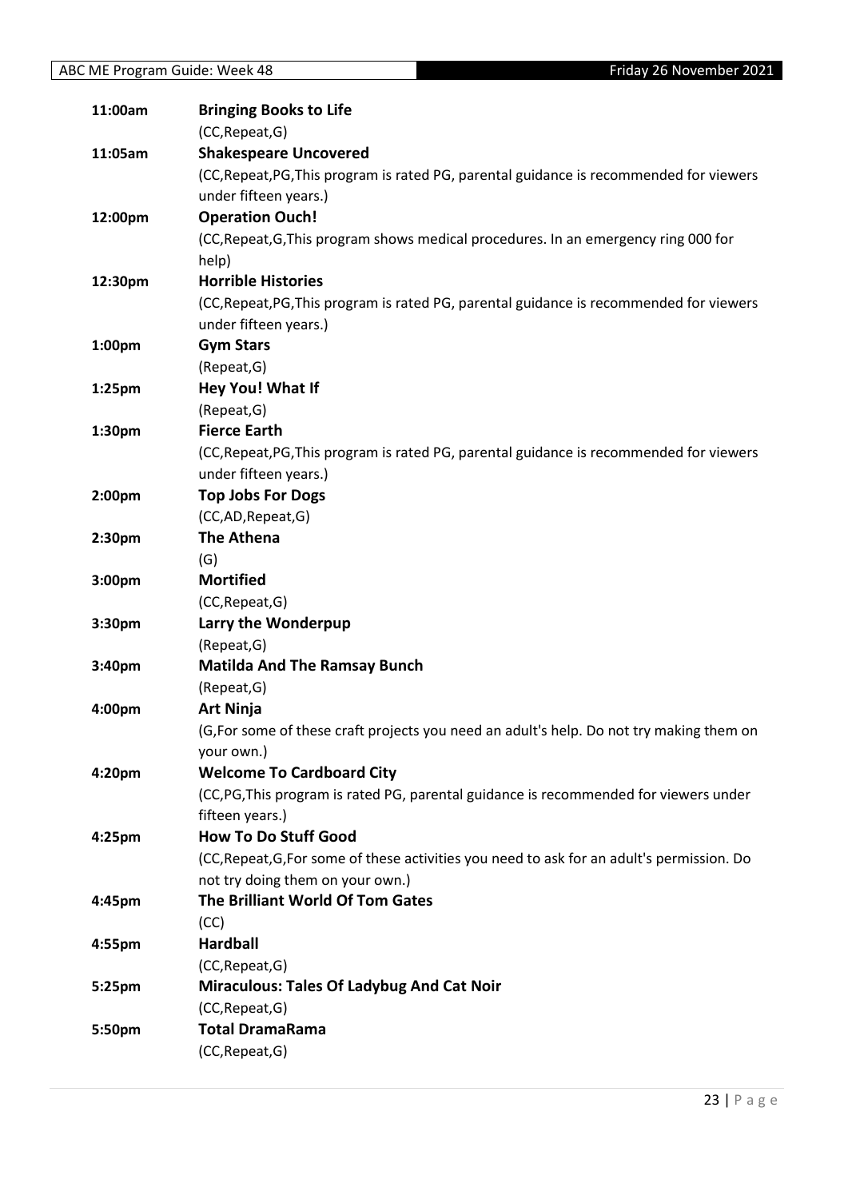| | |
|---|---|
| **11:00am** | **Bringing Books to Life** |
| | (CC,Repeat,G) |
| **11:05am** | **Shakespeare Uncovered** |
| | (CC,Repeat,PG,This program is rated PG, parental guidance is recommended for viewers under fifteen years.) |
| **12:00pm** | **Operation Ouch!** |
| | (CC,Repeat,G,This program shows medical procedures. In an emergency ring 000 for help) |
| **12:30pm** | **Horrible Histories** |
| | (CC,Repeat,PG,This program is rated PG, parental guidance is recommended for viewers under fifteen years.) |
| **1:00pm** | **Gym Stars** |
| | (Repeat,G) |
| **1:25pm** | **Hey You! What If** |
| | (Repeat,G) |
| **1:30pm** | **Fierce Earth** |
| | (CC,Repeat,PG,This program is rated PG, parental guidance is recommended for viewers under fifteen years.) |
| **2:00pm** | **Top Jobs For Dogs** |
| | (CC,AD,Repeat,G) |
| **2:30pm** | **The Athena** |
| | (G) |
| **3:00pm** | **Mortified** |
| | (CC,Repeat,G) |
| **3:30pm** | **Larry the Wonderpup** |
| | (Repeat,G) |
| **3:40pm** | **Matilda And The Ramsay Bunch** |
| | (Repeat,G) |
| **4:00pm** | **Art Ninja** |
| | (G,For some of these craft projects you need an adult's help. Do not try making them on your own.) |
| **4:20pm** | **Welcome To Cardboard City** |
| | (CC,PG,This program is rated PG, parental guidance is recommended for viewers under fifteen years.) |
| **4:25pm** | **How To Do Stuff Good** |
| | (CC,Repeat,G,For some of these activities you need to ask for an adult's permission. Do not try doing them on your own.) |
| **4:45pm** | **The Brilliant World Of Tom Gates** |
| | (CC) |
| **4:55pm** | **Hardball** |
| | (CC,Repeat,G) |
| **5:25pm** | **Miraculous: Tales Of Ladybug And Cat Noir** |
| | (CC,Repeat,G) |
| **5:50pm** | **Total DramaRama** |
| | (CC,Repeat,G) |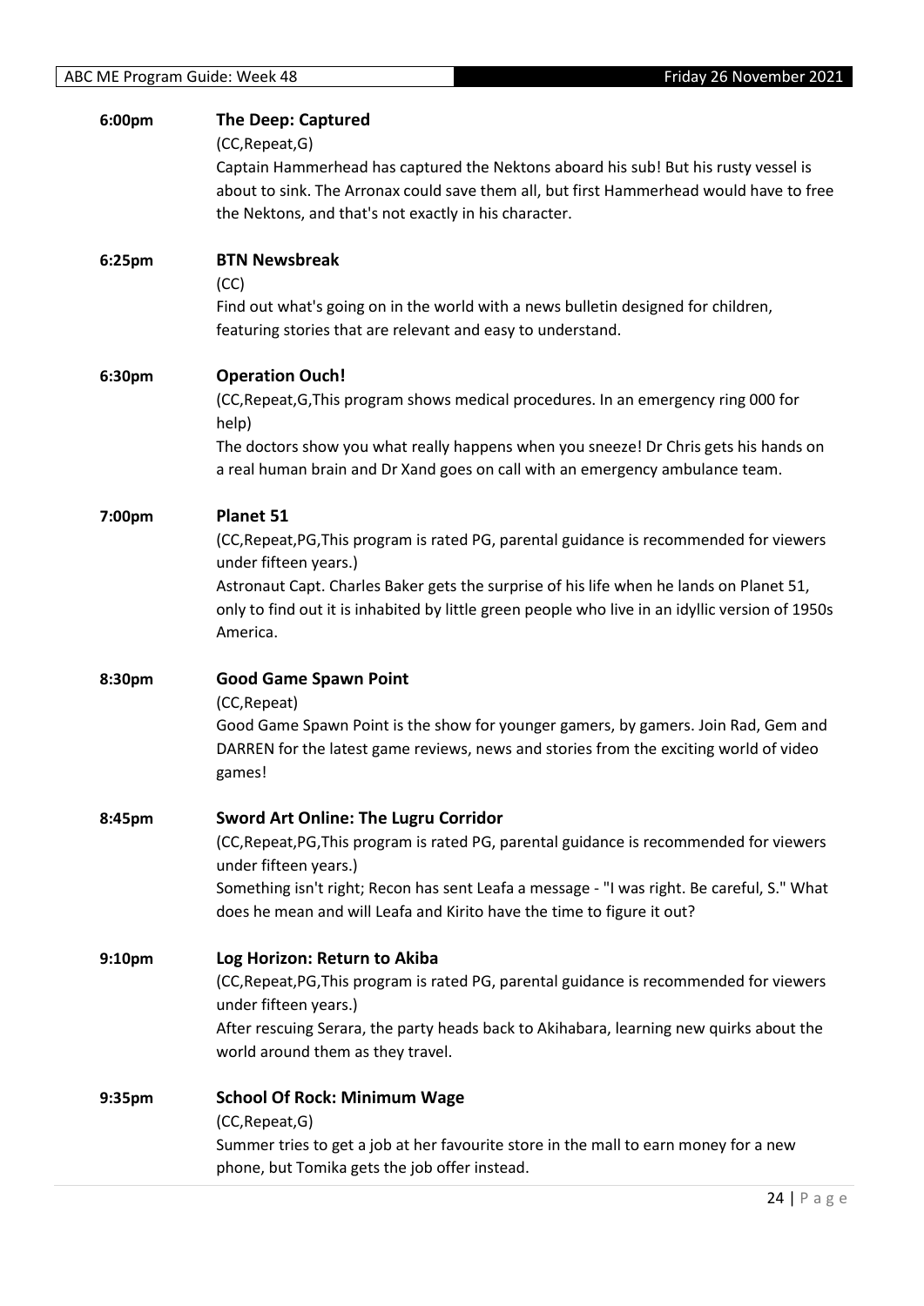**6:00pm** **The Deep: Captured**

(CC,Repeat,G)

Captain Hammerhead has captured the Nektons aboard his sub! But his rusty vessel is about to sink. The Arronax could save them all, but first Hammerhead would have to free the Nektons, and that's not exactly in his character.

**6:25pm** **BTN Newsbreak**

(CC)

Find out what's going on in the world with a news bulletin designed for children, featuring stories that are relevant and easy to understand.

**6:30pm** **Operation Ouch!**

(CC,Repeat,G,This program shows medical procedures. In an emergency ring 000 for help)

The doctors show you what really happens when you sneeze! Dr Chris gets his hands on a real human brain and Dr Xand goes on call with an emergency ambulance team.

**7:00pm** **Planet 51**

(CC,Repeat,PG,This program is rated PG, parental guidance is recommended for viewers under fifteen years.)

Astronaut Capt. Charles Baker gets the surprise of his life when he lands on Planet 51, only to find out it is inhabited by little green people who live in an idyllic version of 1950s America.

**8:30pm** **Good Game Spawn Point**

(CC,Repeat)

Good Game Spawn Point is the show for younger gamers, by gamers. Join Rad, Gem and DARREN for the latest game reviews, news and stories from the exciting world of video games!

**8:45pm** **Sword Art Online: The Lugru Corridor**

(CC,Repeat,PG,This program is rated PG, parental guidance is recommended for viewers under fifteen years.)

Something isn't right; Recon has sent Leafa a message - "I was right. Be careful, S." What does he mean and will Leafa and Kirito have the time to figure it out?

**9:10pm** **Log Horizon: Return to Akiba**

(CC,Repeat,PG,This program is rated PG, parental guidance is recommended for viewers under fifteen years.)

After rescuing Serara, the party heads back to Akihabara, learning new quirks about the world around them as they travel.

**9:35pm** **School Of Rock: Minimum Wage**

(CC,Repeat,G)

Summer tries to get a job at her favourite store in the mall to earn money for a new phone, but Tomika gets the job offer instead.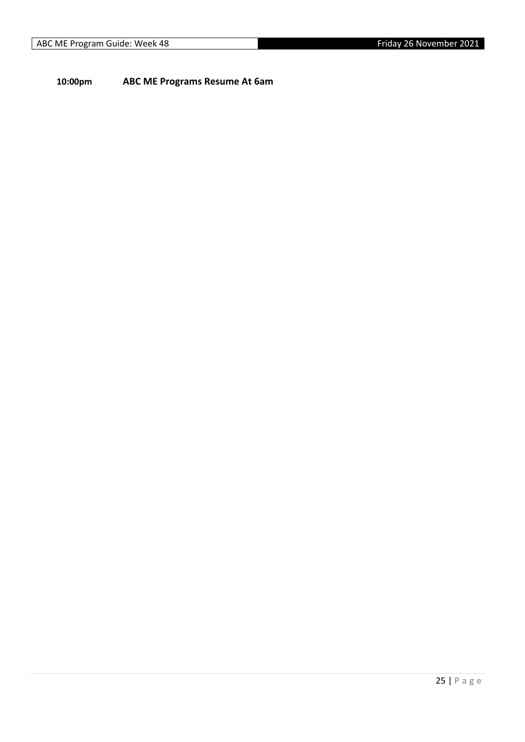**10:00pm ABC ME Programs Resume At 6am**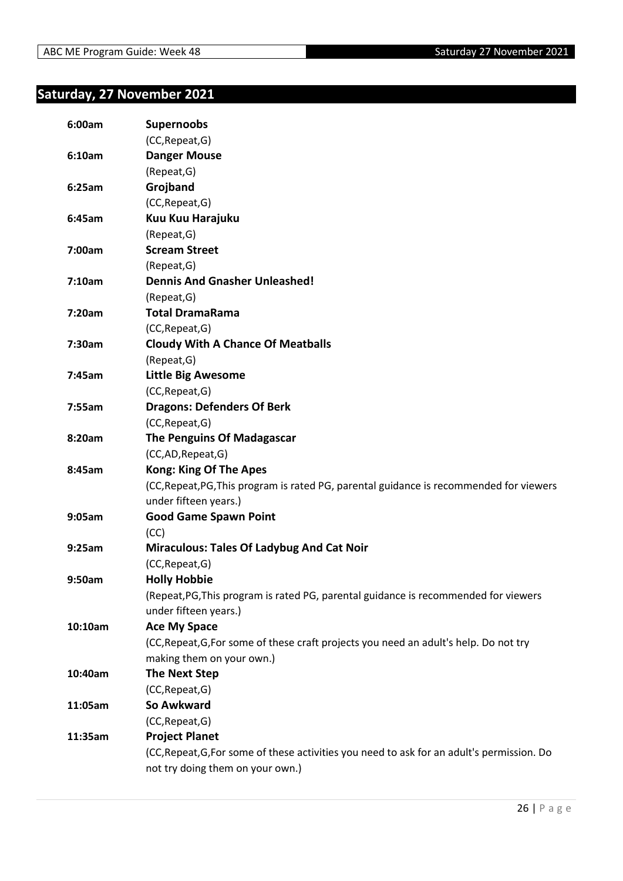## Saturday, 27 November 2021

| | |
|---|---|
| **6:00am** | **Supernoobs** |
| | (CC,Repeat,G) |
| **6:10am** | **Danger Mouse** |
| | (Repeat,G) |
| **6:25am** | **Grojband** |
| | (CC,Repeat,G) |
| **6:45am** | **Kuu Kuu Harajuku** |
| | (Repeat,G) |
| **7:00am** | **Scream Street** |
| | (Repeat,G) |
| **7:10am** | **Dennis And Gnasher Unleashed!** |
| | (Repeat,G) |
| **7:20am** | **Total DramaRama** |
| | (CC,Repeat,G) |
| **7:30am** | **Cloudy With A Chance Of Meatballs** |
| | (Repeat,G) |
| **7:45am** | **Little Big Awesome** |
| | (CC,Repeat,G) |
| **7:55am** | **Dragons: Defenders Of Berk** |
| | (CC,Repeat,G) |
| **8:20am** | **The Penguins Of Madagascar** |
| | (CC,AD,Repeat,G) |
| **8:45am** | **Kong: King Of The Apes** |
| | (CC,Repeat,PG,This program is rated PG, parental guidance is recommended for viewers under fifteen years.) |
| **9:05am** | **Good Game Spawn Point** |
| | (CC) |
| **9:25am** | **Miraculous: Tales Of Ladybug And Cat Noir** |
| | (CC,Repeat,G) |
| **9:50am** | **Holly Hobbie** |
| | (Repeat,PG,This program is rated PG, parental guidance is recommended for viewers under fifteen years.) |
| **10:10am** | **Ace My Space** |
| | (CC,Repeat,G,For some of these craft projects you need an adult's help. Do not try making them on your own.) |
| **10:40am** | **The Next Step** |
| | (CC,Repeat,G) |
| **11:05am** | **So Awkward** |
| | (CC,Repeat,G) |
| **11:35am** | **Project Planet** |
| | (CC,Repeat,G,For some of these activities you need to ask for an adult's permission. Do not try doing them on your own.) |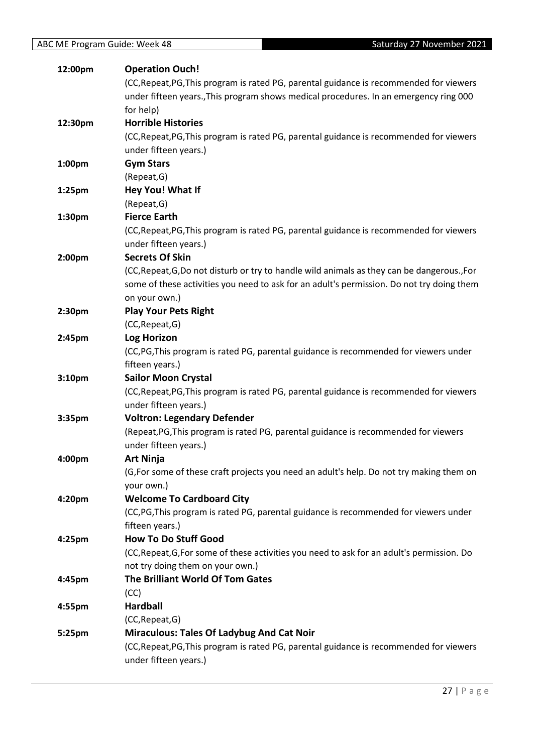| | |
|---|---|
| 12:00pm | **Operation Ouch!** |
| | (CC,Repeat,PG,This program is rated PG, parental guidance is recommended for viewers under fifteen years.,This program shows medical procedures. In an emergency ring 000 for help) |
| 12:30pm | **Horrible Histories** |
| | (CC,Repeat,PG,This program is rated PG, parental guidance is recommended for viewers under fifteen years.) |
| 1:00pm | **Gym Stars** |
| | (Repeat,G) |
| 1:25pm | **Hey You! What If** |
| | (Repeat,G) |
| 1:30pm | **Fierce Earth** |
| | (CC,Repeat,PG,This program is rated PG, parental guidance is recommended for viewers under fifteen years.) |
| 2:00pm | **Secrets Of Skin** |
| | (CC,Repeat,G,Do not disturb or try to handle wild animals as they can be dangerous.,For some of these activities you need to ask for an adult's permission. Do not try doing them on your own.) |
| 2:30pm | **Play Your Pets Right** |
| | (CC,Repeat,G) |
| 2:45pm | **Log Horizon** |
| | (CC,PG,This program is rated PG, parental guidance is recommended for viewers under fifteen years.) |
| 3:10pm | **Sailor Moon Crystal** |
| | (CC,Repeat,PG,This program is rated PG, parental guidance is recommended for viewers under fifteen years.) |
| 3:35pm | **Voltron: Legendary Defender** |
| | (Repeat,PG,This program is rated PG, parental guidance is recommended for viewers under fifteen years.) |
| 4:00pm | **Art Ninja** |
| | (G,For some of these craft projects you need an adult's help. Do not try making them on your own.) |
| 4:20pm | **Welcome To Cardboard City** |
| | (CC,PG,This program is rated PG, parental guidance is recommended for viewers under fifteen years.) |
| 4:25pm | **How To Do Stuff Good** |
| | (CC,Repeat,G,For some of these activities you need to ask for an adult's permission. Do not try doing them on your own.) |
| 4:45pm | **The Brilliant World Of Tom Gates** |
| | (CC) |
| 4:55pm | **Hardball** |
| | (CC,Repeat,G) |
| 5:25pm | **Miraculous: Tales Of Ladybug And Cat Noir** |
| | (CC,Repeat,PG,This program is rated PG, parental guidance is recommended for viewers under fifteen years.) |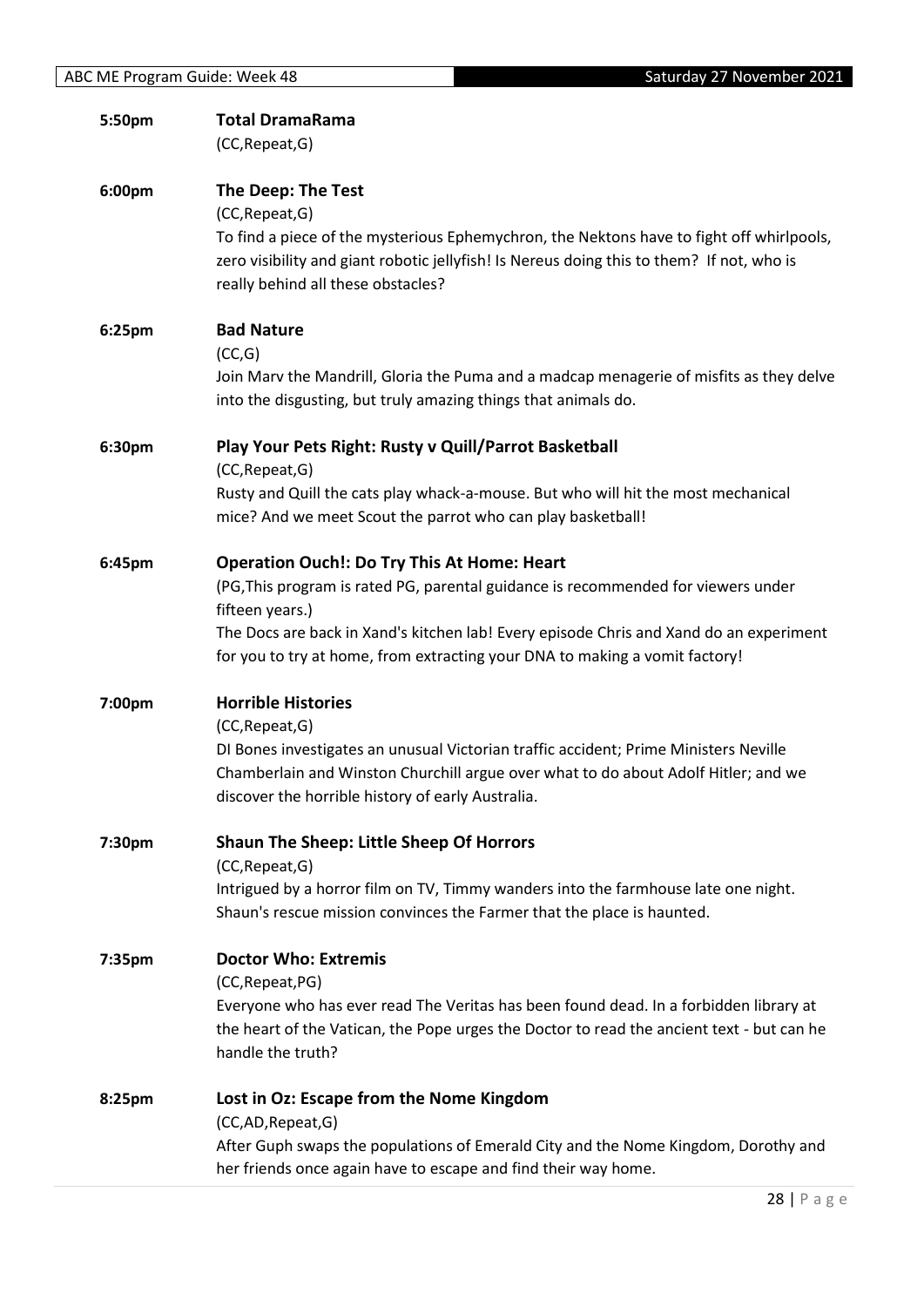**5:50pm** **Total DramaRama**
(CC,Repeat,G)

**6:00pm** **The Deep: The Test**
(CC,Repeat,G)
To find a piece of the mysterious Ephemychron, the Nektons have to fight off whirlpools, zero visibility and giant robotic jellyfish! Is Nereus doing this to them? If not, who is really behind all these obstacles?

**6:25pm** **Bad Nature**
(CC,G)
Join Marv the Mandrill, Gloria the Puma and a madcap menagerie of misfits as they delve into the disgusting, but truly amazing things that animals do.

**6:30pm** **Play Your Pets Right: Rusty v Quill/Parrot Basketball**
(CC,Repeat,G)
Rusty and Quill the cats play whack-a-mouse. But who will hit the most mechanical mice? And we meet Scout the parrot who can play basketball!

**6:45pm** **Operation Ouch!: Do Try This At Home: Heart**
(PG,This program is rated PG, parental guidance is recommended for viewers under fifteen years.)
The Docs are back in Xand's kitchen lab! Every episode Chris and Xand do an experiment for you to try at home, from extracting your DNA to making a vomit factory!

**7:00pm** **Horrible Histories**
(CC,Repeat,G)
DI Bones investigates an unusual Victorian traffic accident; Prime Ministers Neville Chamberlain and Winston Churchill argue over what to do about Adolf Hitler; and we discover the horrible history of early Australia.

**7:30pm** **Shaun The Sheep: Little Sheep Of Horrors**
(CC,Repeat,G)
Intrigued by a horror film on TV, Timmy wanders into the farmhouse late one night. Shaun's rescue mission convinces the Farmer that the place is haunted.

**7:35pm** **Doctor Who: Extremis**
(CC,Repeat,PG)
Everyone who has ever read The Veritas has been found dead. In a forbidden library at the heart of the Vatican, the Pope urges the Doctor to read the ancient text - but can he handle the truth?

**8:25pm** **Lost in Oz: Escape from the Nome Kingdom**
(CC,AD,Repeat,G)
After Guph swaps the populations of Emerald City and the Nome Kingdom, Dorothy and her friends once again have to escape and find their way home.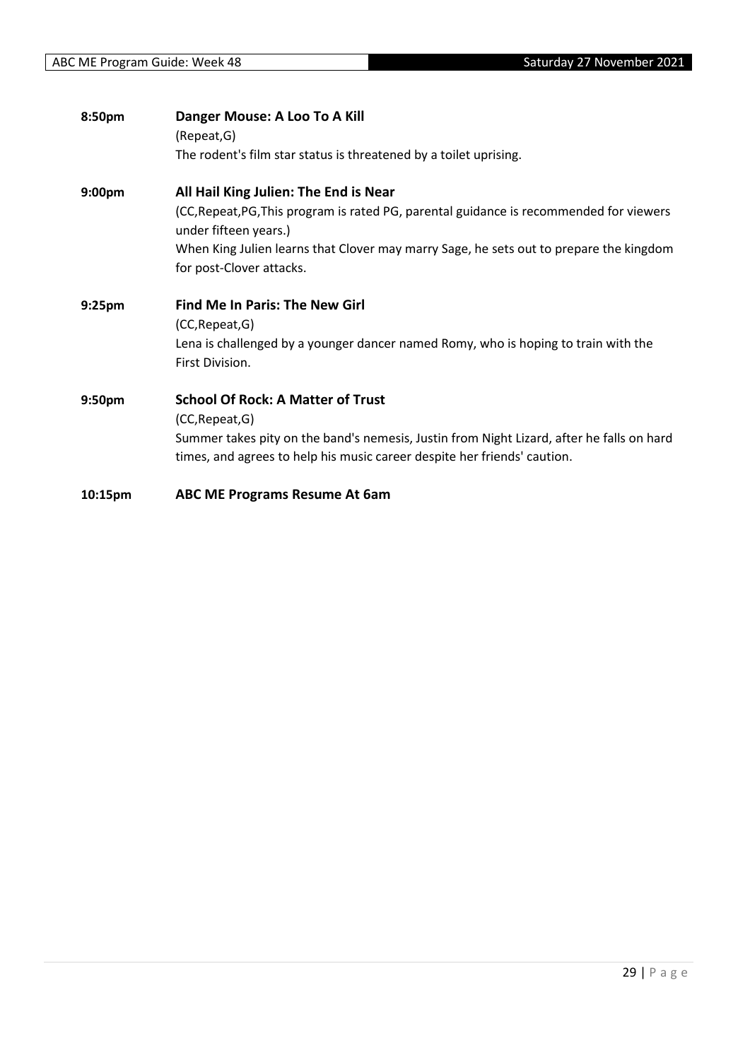**8:50pm** **Danger Mouse: A Loo To A Kill**
(Repeat,G)
The rodent's film star status is threatened by a toilet uprising.

**9:00pm** **All Hail King Julien: The End is Near**
(CC,Repeat,PG,This program is rated PG, parental guidance is recommended for viewers under fifteen years.)
When King Julien learns that Clover may marry Sage, he sets out to prepare the kingdom for post-Clover attacks.

**9:25pm** **Find Me In Paris: The New Girl**
(CC,Repeat,G)
Lena is challenged by a younger dancer named Romy, who is hoping to train with the First Division.

**9:50pm** **School Of Rock: A Matter of Trust**
(CC,Repeat,G)
Summer takes pity on the band's nemesis, Justin from Night Lizard, after he falls on hard times, and agrees to help his music career despite her friends' caution.

**10:15pm** **ABC ME Programs Resume At 6am**